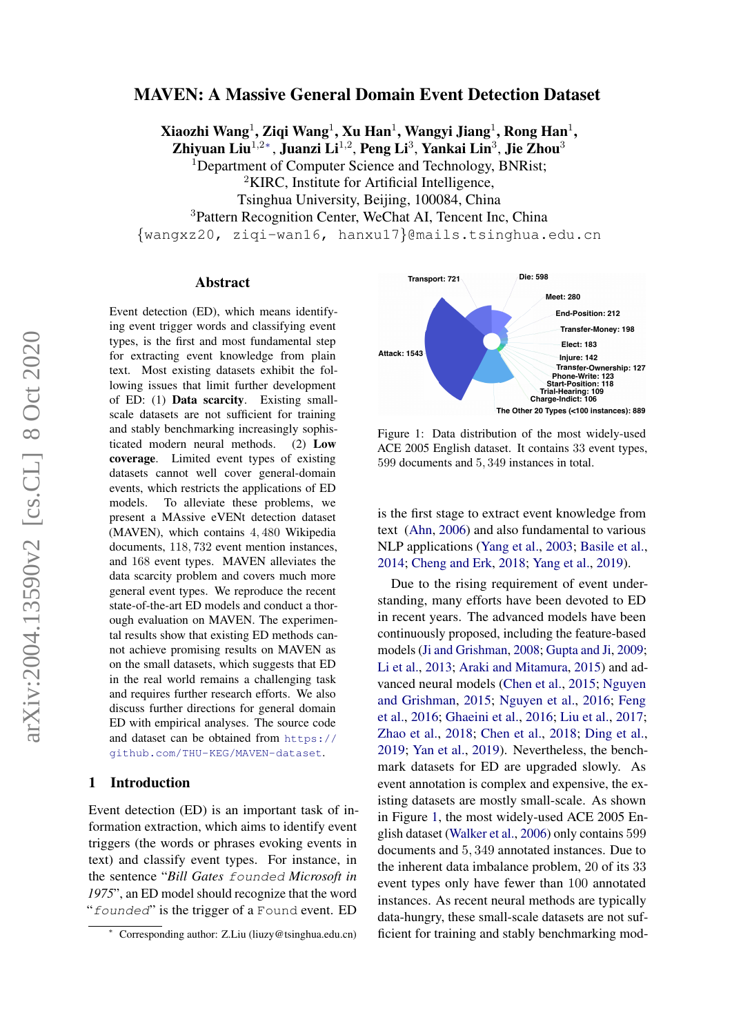# MAVEN: A Massive General Domain Event Detection Dataset

**Xiaozhi Wang**[1], **Ziqi Wang**[1], **Xu Han**[1], **Wangyi Jiang**[1], **Rong Han**[1], **Zhiyuan Liu**[1,2*], **Juanzi Li**[1,2], **Peng Li**[3], **Yankai Lin**[3], **Jie Zhou**[3]

[1]Department of Computer Science and Technology, BNRist;
[2]KIRC, Institute for Artificial Intelligence,
Tsinghua University, Beijing, 100084, China
[3]Pattern Recognition Center, WeChat AI, Tencent Inc, China
{wangxz20, ziqi-wan16, hanxu17}@mails.tsinghua.edu.cn

## Abstract

Event detection (ED), which means identifying event trigger words and classifying event types, is the first and most fundamental step for extracting event knowledge from plain text. Most existing datasets exhibit the following issues that limit further development of ED: (1) **Data scarcity**. Existing small-scale datasets are not sufficient for training and stably benchmarking increasingly sophisticated modern neural methods. (2) **Low coverage**. Limited event types of existing datasets cannot well cover general-domain events, which restricts the applications of ED models. To alleviate these problems, we present a MAssive eVENt detection dataset (MAVEN), which contains 4,480 Wikipedia documents, 118,732 event mention instances, and 168 event types. MAVEN alleviates the data scarcity problem and covers much more general event types. We reproduce the recent state-of-the-art ED models and conduct a thorough evaluation on MAVEN. The experimental results show that existing ED methods cannot achieve promising results on MAVEN as on the small datasets, which suggests that ED in the real world remains a challenging task and requires further research efforts. We also discuss further directions for general domain ED with empirical analyses. The source code and dataset can be obtained from https://github.com/THU-KEG/MAVEN-dataset.

## 1 Introduction

Event detection (ED) is an important task of information extraction, which aims to identify event triggers (the words or phrases evoking events in text) and classify event types. For instance, in the sentence "*Bill Gates* `founded` *Microsoft in 1975*", an ED model should recognize that the word "`founded`" is the trigger of a `Found` event. ED is the first stage to extract event knowledge from text (Ahn, 2006) and also fundamental to various NLP applications (Yang et al., 2003; Basile et al., 2014; Cheng and Erk, 2018; Yang et al., 2019).

Transport: 721, Die: 598, Meet: 280, End-Position: 212, Transfer-Money: 198, Elect: 183, Attack: 1543, Injure: 142, Transfer-Ownership: 127, Phone-Write: 123, Start-Position: 118, Trial-Hearing: 109, Charge-Indict: 106, The Other 20 Types (<100 instances): 889

Figure 1: Data distribution of the most widely-used ACE 2005 English dataset. It contains 33 event types, 599 documents and 5,349 instances in total.

Due to the rising requirement of event understanding, many efforts have been devoted to ED in recent years. The advanced models have been continuously proposed, including the feature-based models (Ji and Grishman, 2008; Gupta and Ji, 2009; Li et al., 2013; Araki and Mitamura, 2015) and advanced neural models (Chen et al., 2015; Nguyen and Grishman, 2015; Nguyen et al., 2016; Feng et al., 2016; Ghaeini et al., 2016; Liu et al., 2017; Zhao et al., 2018; Chen et al., 2018; Ding et al., 2019; Yan et al., 2019). Nevertheless, the benchmark datasets for ED are upgraded slowly. As event annotation is complex and expensive, the existing datasets are mostly small-scale. As shown in Figure 1, the most widely-used ACE 2005 English dataset (Walker et al., 2006) only contains 599 documents and 5,349 annotated instances. Due to the inherent data imbalance problem, 20 of its 33 event types only have fewer than 100 annotated instances. As recent neural methods are typically data-hungry, these small-scale datasets are not sufficient for training and stably benchmarking mod-

* Corresponding author: Z.Liu (liuzy@tsinghua.edu.cn)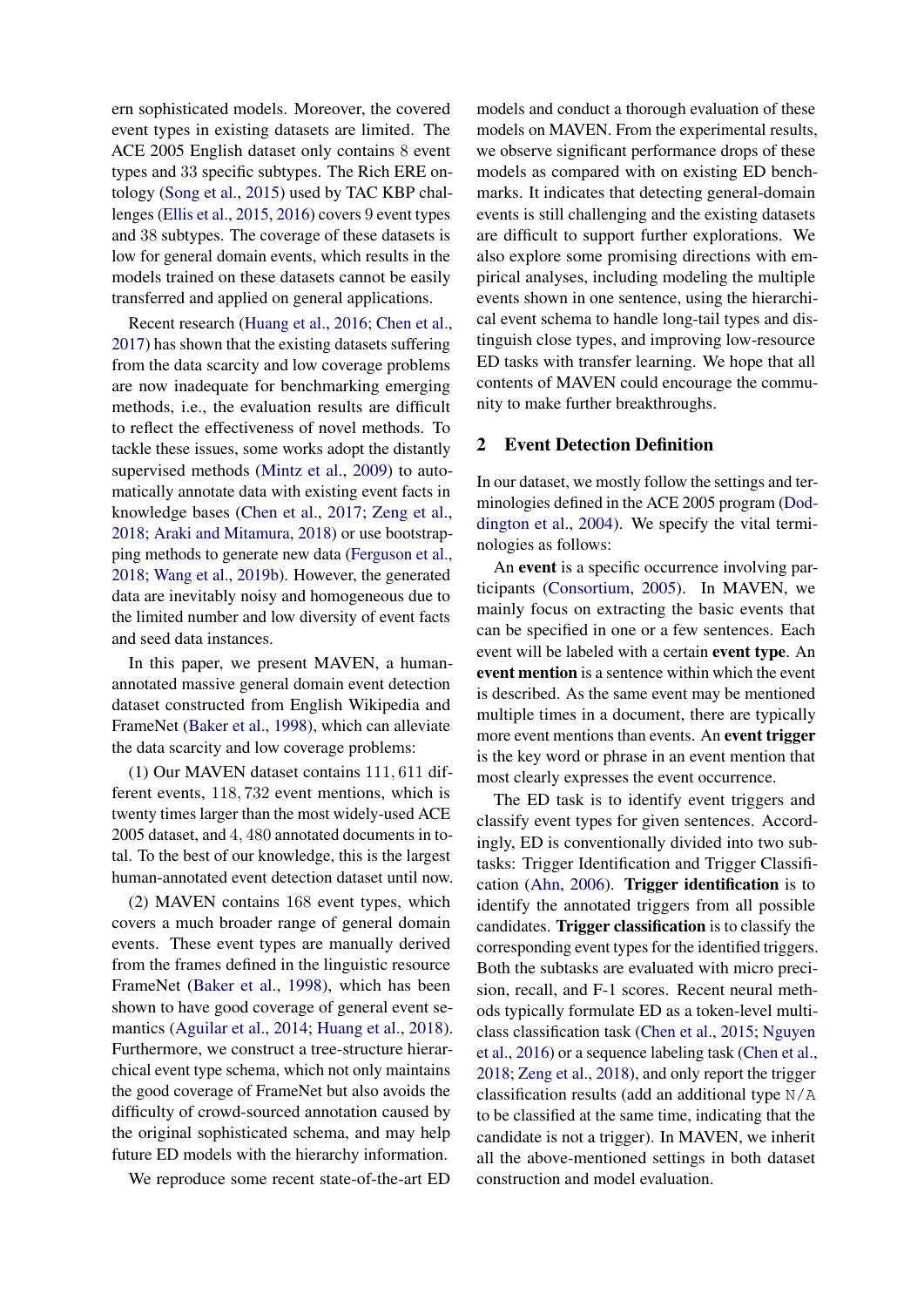ern sophisticated models. Moreover, the covered event types in existing datasets are limited. The ACE 2005 English dataset only contains 8 event types and 33 specific subtypes. The Rich ERE ontology (Song et al., 2015) used by TAC KBP challenges (Ellis et al., 2015, 2016) covers 9 event types and 38 subtypes. The coverage of these datasets is low for general domain events, which results in the models trained on these datasets cannot be easily transferred and applied on general applications.

Recent research (Huang et al., 2016; Chen et al., 2017) has shown that the existing datasets suffering from the data scarcity and low coverage problems are now inadequate for benchmarking emerging methods, i.e., the evaluation results are difficult to reflect the effectiveness of novel methods. To tackle these issues, some works adopt the distantly supervised methods (Mintz et al., 2009) to automatically annotate data with existing event facts in knowledge bases (Chen et al., 2017; Zeng et al., 2018; Araki and Mitamura, 2018) or use bootstrapping methods to generate new data (Ferguson et al., 2018; Wang et al., 2019b). However, the generated data are inevitably noisy and homogeneous due to the limited number and low diversity of event facts and seed data instances.

In this paper, we present MAVEN, a human-annotated massive general domain event detection dataset constructed from English Wikipedia and FrameNet (Baker et al., 1998), which can alleviate the data scarcity and low coverage problems:

(1) Our MAVEN dataset contains 111, 611 different events, 118, 732 event mentions, which is twenty times larger than the most widely-used ACE 2005 dataset, and 4, 480 annotated documents in total. To the best of our knowledge, this is the largest human-annotated event detection dataset until now.

(2) MAVEN contains 168 event types, which covers a much broader range of general domain events. These event types are manually derived from the frames defined in the linguistic resource FrameNet (Baker et al., 1998), which has been shown to have good coverage of general event semantics (Aguilar et al., 2014; Huang et al., 2018). Furthermore, we construct a tree-structure hierarchical event type schema, which not only maintains the good coverage of FrameNet but also avoids the difficulty of crowd-sourced annotation caused by the original sophisticated schema, and may help future ED models with the hierarchy information.

We reproduce some recent state-of-the-art ED models and conduct a thorough evaluation of these models on MAVEN. From the experimental results, we observe significant performance drops of these models as compared with on existing ED benchmarks. It indicates that detecting general-domain events is still challenging and the existing datasets are difficult to support further explorations. We also explore some promising directions with empirical analyses, including modeling the multiple events shown in one sentence, using the hierarchical event schema to handle long-tail types and distinguish close types, and improving low-resource ED tasks with transfer learning. We hope that all contents of MAVEN could encourage the community to make further breakthroughs.

## 2 Event Detection Definition

In our dataset, we mostly follow the settings and terminologies defined in the ACE 2005 program (Doddington et al., 2004). We specify the vital terminologies as follows:

An **event** is a specific occurrence involving participants (Consortium, 2005). In MAVEN, we mainly focus on extracting the basic events that can be specified in one or a few sentences. Each event will be labeled with a certain **event type**. An **event mention** is a sentence within which the event is described. As the same event may be mentioned multiple times in a document, there are typically more event mentions than events. An **event trigger** is the key word or phrase in an event mention that most clearly expresses the event occurrence.

The ED task is to identify event triggers and classify event types for given sentences. Accordingly, ED is conventionally divided into two subtasks: Trigger Identification and Trigger Classification (Ahn, 2006). **Trigger identification** is to identify the annotated triggers from all possible candidates. **Trigger classification** is to classify the corresponding event types for the identified triggers. Both the subtasks are evaluated with micro precision, recall, and F-1 scores. Recent neural methods typically formulate ED as a token-level multi-class classification task (Chen et al., 2015; Nguyen et al., 2016) or a sequence labeling task (Chen et al., 2018; Zeng et al., 2018), and only report the trigger classification results (add an additional type `N/A` to be classified at the same time, indicating that the candidate is not a trigger). In MAVEN, we inherit all the above-mentioned settings in both dataset construction and model evaluation.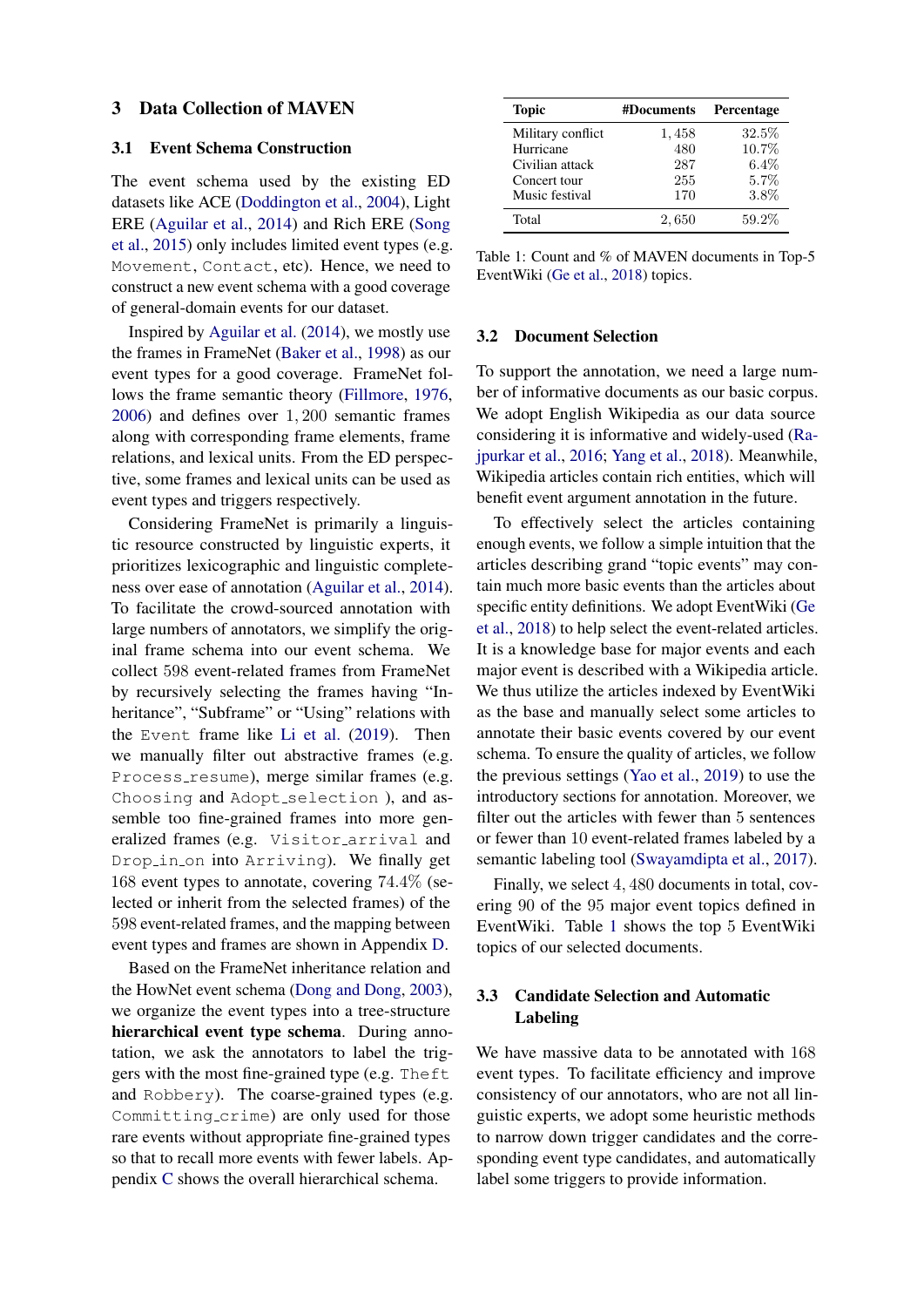## 3 Data Collection of MAVEN

### 3.1 Event Schema Construction

The event schema used by the existing ED datasets like ACE (Doddington et al., 2004), Light ERE (Aguilar et al., 2014) and Rich ERE (Song et al., 2015) only includes limited event types (e.g. `Movement`, `Contact`, etc). Hence, we need to construct a new event schema with a good coverage of general-domain events for our dataset.

Inspired by Aguilar et al. (2014), we mostly use the frames in FrameNet (Baker et al., 1998) as our event types for a good coverage. FrameNet follows the frame semantic theory (Fillmore, 1976, 2006) and defines over 1,200 semantic frames along with corresponding frame elements, frame relations, and lexical units. From the ED perspective, some frames and lexical units can be used as event types and triggers respectively.

Considering FrameNet is primarily a linguistic resource constructed by linguistic experts, it prioritizes lexicographic and linguistic completeness over ease of annotation (Aguilar et al., 2014). To facilitate the crowd-sourced annotation with large numbers of annotators, we simplify the original frame schema into our event schema. We collect 598 event-related frames from FrameNet by recursively selecting the frames having "Inheritance", "Subframe" or "Using" relations with the `Event` frame like Li et al. (2019). Then we manually filter out abstractive frames (e.g. `Process_resume`), merge similar frames (e.g. `Choosing` and `Adopt_selection` ), and assemble too fine-grained frames into more generalized frames (e.g. `Visitor_arrival` and `Drop_in_on` into `Arriving`). We finally get 168 event types to annotate, covering 74.4% (selected or inherit from the selected frames) of the 598 event-related frames, and the mapping between event types and frames are shown in Appendix D.

Based on the FrameNet inheritance relation and the HowNet event schema (Dong and Dong, 2003), we organize the event types into a tree-structure **hierarchical event type schema**. During annotation, we ask the annotators to label the triggers with the most fine-grained type (e.g. `Theft` and `Robbery`). The coarse-grained types (e.g. `Committing_crime`) are only used for those rare events without appropriate fine-grained types so that to recall more events with fewer labels. Appendix C shows the overall hierarchical schema.

| Topic | #Documents | Percentage |
|---|---|---|
| Military conflict | 1,458 | 32.5% |
| Hurricane | 480 | 10.7% |
| Civilian attack | 287 | 6.4% |
| Concert tour | 255 | 5.7% |
| Music festival | 170 | 3.8% |
| Total | 2,650 | 59.2% |

Table 1: Count and % of MAVEN documents in Top-5 EventWiki (Ge et al., 2018) topics.

### 3.2 Document Selection

To support the annotation, we need a large number of informative documents as our basic corpus. We adopt English Wikipedia as our data source considering it is informative and widely-used (Rajpurkar et al., 2016; Yang et al., 2018). Meanwhile, Wikipedia articles contain rich entities, which will benefit event argument annotation in the future.

To effectively select the articles containing enough events, we follow a simple intuition that the articles describing grand "topic events" may contain much more basic events than the articles about specific entity definitions. We adopt EventWiki (Ge et al., 2018) to help select the event-related articles. It is a knowledge base for major events and each major event is described with a Wikipedia article. We thus utilize the articles indexed by EventWiki as the base and manually select some articles to annotate their basic events covered by our event schema. To ensure the quality of articles, we follow the previous settings (Yao et al., 2019) to use the introductory sections for annotation. Moreover, we filter out the articles with fewer than 5 sentences or fewer than 10 event-related frames labeled by a semantic labeling tool (Swayamdipta et al., 2017).

Finally, we select 4,480 documents in total, covering 90 of the 95 major event topics defined in EventWiki. Table 1 shows the top 5 EventWiki topics of our selected documents.

### 3.3 Candidate Selection and Automatic Labeling

We have massive data to be annotated with 168 event types. To facilitate efficiency and improve consistency of our annotators, who are not all linguistic experts, we adopt some heuristic methods to narrow down trigger candidates and the corresponding event type candidates, and automatically label some triggers to provide information.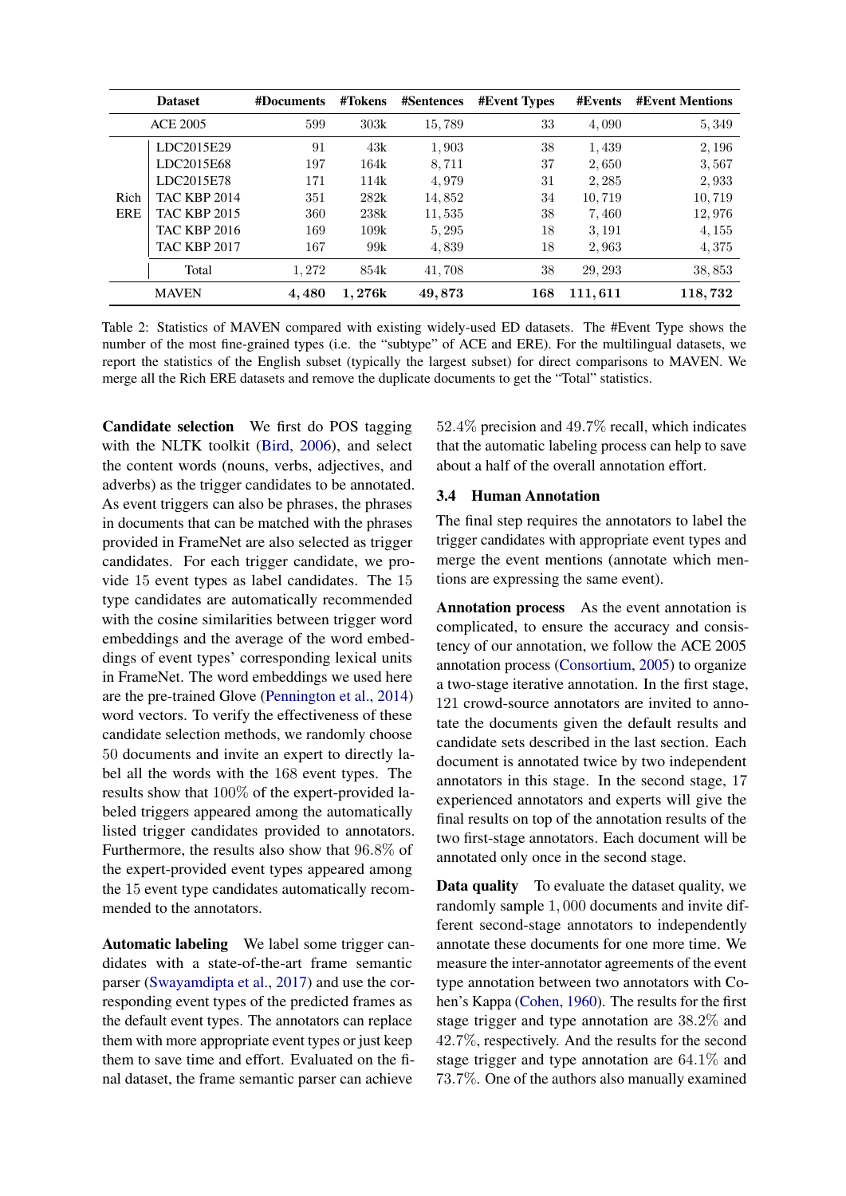| | Dataset | #Documents | #Tokens | #Sentences | #Event Types | #Events | #Event Mentions |
|---|---|---|---|---|---|---|---|
| | ACE 2005 | 599 | 303k | 15,789 | 33 | 4,090 | 5,349 |
| Rich ERE | LDC2015E29 | 91 | 43k | 1,903 | 38 | 1,439 | 2,196 |
| | LDC2015E68 | 197 | 164k | 8,711 | 37 | 2,650 | 3,567 |
| | LDC2015E78 | 171 | 114k | 4,979 | 31 | 2,285 | 2,933 |
| | TAC KBP 2014 | 351 | 282k | 14,852 | 34 | 10,719 | 10,719 |
| | TAC KBP 2015 | 360 | 238k | 11,535 | 38 | 7,460 | 12,976 |
| | TAC KBP 2016 | 169 | 109k | 5,295 | 18 | 3,191 | 4,155 |
| | TAC KBP 2017 | 167 | 99k | 4,839 | 18 | 2,963 | 4,375 |
| | Total | 1,272 | 854k | 41,708 | 38 | 29,293 | 38,853 |
| | MAVEN | **4,480** | **1,276k** | **49,873** | **168** | **111,611** | **118,732** |

Table 2: Statistics of MAVEN compared with existing widely-used ED datasets. The #Event Type shows the number of the most fine-grained types (i.e. the "subtype" of ACE and ERE). For the multilingual datasets, we report the statistics of the English subset (typically the largest subset) for direct comparisons to MAVEN. We merge all the Rich ERE datasets and remove the duplicate documents to get the "Total" statistics.

**Candidate selection** We first do POS tagging with the NLTK toolkit (Bird, 2006), and select the content words (nouns, verbs, adjectives, and adverbs) as the trigger candidates to be annotated. As event triggers can also be phrases, the phrases in documents that can be matched with the phrases provided in FrameNet are also selected as trigger candidates. For each trigger candidate, we provide 15 event types as label candidates. The 15 type candidates are automatically recommended with the cosine similarities between trigger word embeddings and the average of the word embeddings of event types' corresponding lexical units in FrameNet. The word embeddings we used here are the pre-trained Glove (Pennington et al., 2014) word vectors. To verify the effectiveness of these candidate selection methods, we randomly choose 50 documents and invite an expert to directly label all the words with the 168 event types. The results show that 100% of the expert-provided labeled triggers appeared among the automatically listed trigger candidates provided to annotators. Furthermore, the results also show that 96.8% of the expert-provided event types appeared among the 15 event type candidates automatically recommended to the annotators.

**Automatic labeling** We label some trigger candidates with a state-of-the-art frame semantic parser (Swayamdipta et al., 2017) and use the corresponding event types of the predicted frames as the default event types. The annotators can replace them with more appropriate event types or just keep them to save time and effort. Evaluated on the final dataset, the frame semantic parser can achieve 52.4% precision and 49.7% recall, which indicates that the automatic labeling process can help to save about a half of the overall annotation effort.

### 3.4 Human Annotation

The final step requires the annotators to label the trigger candidates with appropriate event types and merge the event mentions (annotate which mentions are expressing the same event).

**Annotation process** As the event annotation is complicated, to ensure the accuracy and consistency of our annotation, we follow the ACE 2005 annotation process (Consortium, 2005) to organize a two-stage iterative annotation. In the first stage, 121 crowd-source annotators are invited to annotate the documents given the default results and candidate sets described in the last section. Each document is annotated twice by two independent annotators in this stage. In the second stage, 17 experienced annotators and experts will give the final results on top of the annotation results of the two first-stage annotators. Each document will be annotated only once in the second stage.

**Data quality** To evaluate the dataset quality, we randomly sample 1,000 documents and invite different second-stage annotators to independently annotate these documents for one more time. We measure the inter-annotator agreements of the event type annotation between two annotators with Cohen's Kappa (Cohen, 1960). The results for the first stage trigger and type annotation are 38.2% and 42.7%, respectively. And the results for the second stage trigger and type annotation are 64.1% and 73.7%. One of the authors also manually examined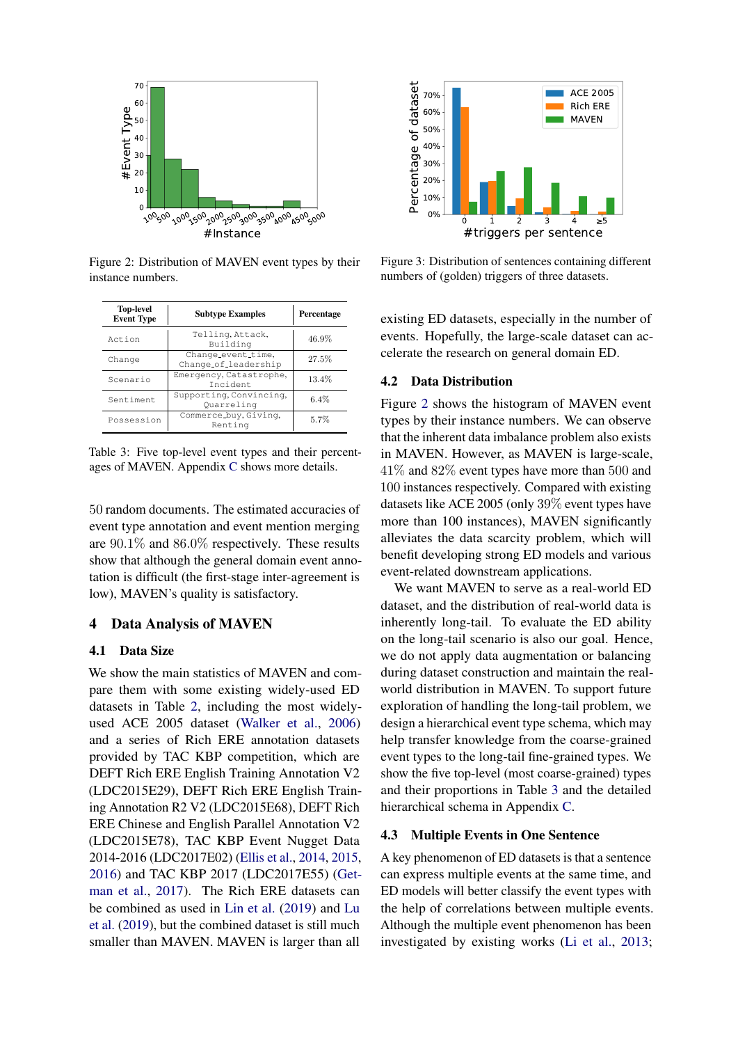Figure 2: Distribution of MAVEN event types by their instance numbers.

Figure 3: Distribution of sentences containing different numbers of (golden) triggers of three datasets.

| Top-level Event Type | Subtype Examples | Percentage |
|---|---|---|
| Action | Telling, Attack, Building | 46.9% |
| Change | Change_event_time, Change_of_leadership | 27.5% |
| Scenario | Emergency, Catastrophe, Incident | 13.4% |
| Sentiment | Supporting, Convincing, Quarreling | 6.4% |
| Possession | Commerce_buy, Giving, Renting | 5.7% |

Table 3: Five top-level event types and their percentages of MAVEN. Appendix C shows more details.

50 random documents. The estimated accuracies of event type annotation and event mention merging are 90.1% and 86.0% respectively. These results show that although the general domain event annotation is difficult (the first-stage inter-agreement is low), MAVEN's quality is satisfactory.

# 4 Data Analysis of MAVEN

## 4.1 Data Size

We show the main statistics of MAVEN and compare them with some existing widely-used ED datasets in Table 2, including the most widely-used ACE 2005 dataset (Walker et al., 2006) and a series of Rich ERE annotation datasets provided by TAC KBP competition, which are DEFT Rich ERE English Training Annotation V2 (LDC2015E29), DEFT Rich ERE English Training Annotation R2 V2 (LDC2015E68), DEFT Rich ERE Chinese and English Parallel Annotation V2 (LDC2015E78), TAC KBP Event Nugget Data 2014-2016 (LDC2017E02) (Ellis et al., 2014, 2015, 2016) and TAC KBP 2017 (LDC2017E55) (Getman et al., 2017). The Rich ERE datasets can be combined as used in Lin et al. (2019) and Lu et al. (2019), but the combined dataset is still much smaller than MAVEN. MAVEN is larger than all existing ED datasets, especially in the number of events. Hopefully, the large-scale dataset can accelerate the research on general domain ED.

## 4.2 Data Distribution

Figure 2 shows the histogram of MAVEN event types by their instance numbers. We can observe that the inherent data imbalance problem also exists in MAVEN. However, as MAVEN is large-scale, 41% and 82% event types have more than 500 and 100 instances respectively. Compared with existing datasets like ACE 2005 (only 39% event types have more than 100 instances), MAVEN significantly alleviates the data scarcity problem, which will benefit developing strong ED models and various event-related downstream applications.

We want MAVEN to serve as a real-world ED dataset, and the distribution of real-world data is inherently long-tail. To evaluate the ED ability on the long-tail scenario is also our goal. Hence, we do not apply data augmentation or balancing during dataset construction and maintain the real-world distribution in MAVEN. To support future exploration of handling the long-tail problem, we design a hierarchical event type schema, which may help transfer knowledge from the coarse-grained event types to the long-tail fine-grained types. We show the five top-level (most coarse-grained) types and their proportions in Table 3 and the detailed hierarchical schema in Appendix C.

## 4.3 Multiple Events in One Sentence

A key phenomenon of ED datasets is that a sentence can express multiple events at the same time, and ED models will better classify the event types with the help of correlations between multiple events. Although the multiple event phenomenon has been investigated by existing works (Li et al., 2013;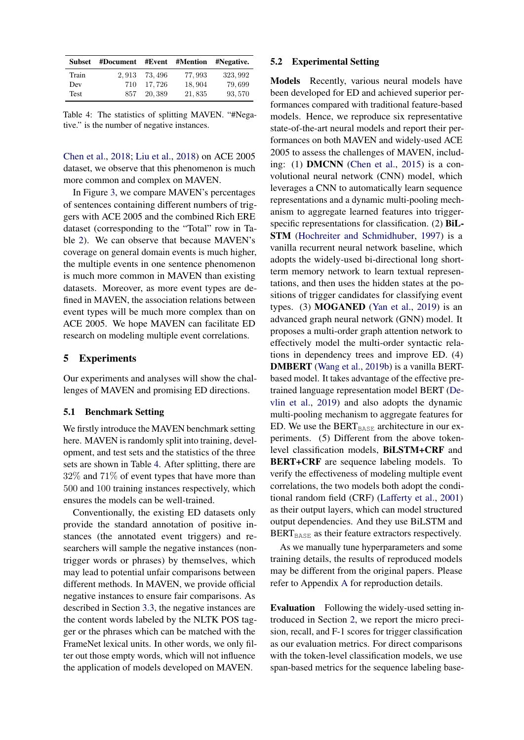| Subset | #Document | #Event | #Mention | #Negative. |
|---|---|---|---|---|
| Train | 2,913 | 73,496 | 77,993 | 323,992 |
| Dev | 710 | 17,726 | 18,904 | 79,699 |
| Test | 857 | 20,389 | 21,835 | 93,570 |

Table 4: The statistics of splitting MAVEN. "#Negative." is the number of negative instances.

Chen et al., 2018; Liu et al., 2018) on ACE 2005 dataset, we observe that this phenomenon is much more common and complex on MAVEN.

In Figure 3, we compare MAVEN's percentages of sentences containing different numbers of triggers with ACE 2005 and the combined Rich ERE dataset (corresponding to the "Total" row in Table 2). We can observe that because MAVEN's coverage on general domain events is much higher, the multiple events in one sentence phenomenon is much more common in MAVEN than existing datasets. Moreover, as more event types are defined in MAVEN, the association relations between event types will be much more complex than on ACE 2005. We hope MAVEN can facilitate ED research on modeling multiple event correlations.

## 5 Experiments

Our experiments and analyses will show the challenges of MAVEN and promising ED directions.

### 5.1 Benchmark Setting

We firstly introduce the MAVEN benchmark setting here. MAVEN is randomly split into training, development, and test sets and the statistics of the three sets are shown in Table 4. After splitting, there are $32\%$ and $71\%$ of event types that have more than $500$ and $100$ training instances respectively, which ensures the models can be well-trained.

Conventionally, the existing ED datasets only provide the standard annotation of positive instances (the annotated event triggers) and researchers will sample the negative instances (non-trigger words or phrases) by themselves, which may lead to potential unfair comparisons between different methods. In MAVEN, we provide official negative instances to ensure fair comparisons. As described in Section 3.3, the negative instances are the content words labeled by the NLTK POS tagger or the phrases which can be matched with the FrameNet lexical units. In other words, we only filter out those empty words, which will not influence the application of models developed on MAVEN.

### 5.2 Experimental Setting

**Models** Recently, various neural models have been developed for ED and achieved superior performances compared with traditional feature-based models. Hence, we reproduce six representative state-of-the-art neural models and report their performances on both MAVEN and widely-used ACE 2005 to assess the challenges of MAVEN, including: (1) **DMCNN** (Chen et al., 2015) is a convolutional neural network (CNN) model, which leverages a CNN to automatically learn sequence representations and a dynamic multi-pooling mechanism to aggregate learned features into trigger-specific representations for classification. (2) **BiLSTM** (Hochreiter and Schmidhuber, 1997) is a vanilla recurrent neural network baseline, which adopts the widely-used bi-directional long short-term memory network to learn textual representations, and then uses the hidden states at the positions of trigger candidates for classifying event types. (3) **MOGANED** (Yan et al., 2019) is an advanced graph neural network (GNN) model. It proposes a multi-order graph attention network to effectively model the multi-order syntactic relations in dependency trees and improve ED. (4) **DMBERT** (Wang et al., 2019b) is a vanilla BERT-based model. It takes advantage of the effective pre-trained language representation model BERT (Devlin et al., 2019) and also adopts the dynamic multi-pooling mechanism to aggregate features for ED. We use the $\text{BERT}_{\texttt{BASE}}$ architecture in our experiments. (5) Different from the above token-level classification models, **BiLSTM+CRF** and **BERT+CRF** are sequence labeling models. To verify the effectiveness of modeling multiple event correlations, the two models both adopt the conditional random field (CRF) (Lafferty et al., 2001) as their output layers, which can model structured output dependencies. And they use BiLSTM and $\text{BERT}_{\texttt{BASE}}$ as their feature extractors respectively.

As we manually tune hyperparameters and some training details, the results of reproduced models may be different from the original papers. Please refer to Appendix A for reproduction details.

**Evaluation** Following the widely-used setting introduced in Section 2, we report the micro precision, recall, and F-1 scores for trigger classification as our evaluation metrics. For direct comparisons with the token-level classification models, we use span-based metrics for the sequence labeling base-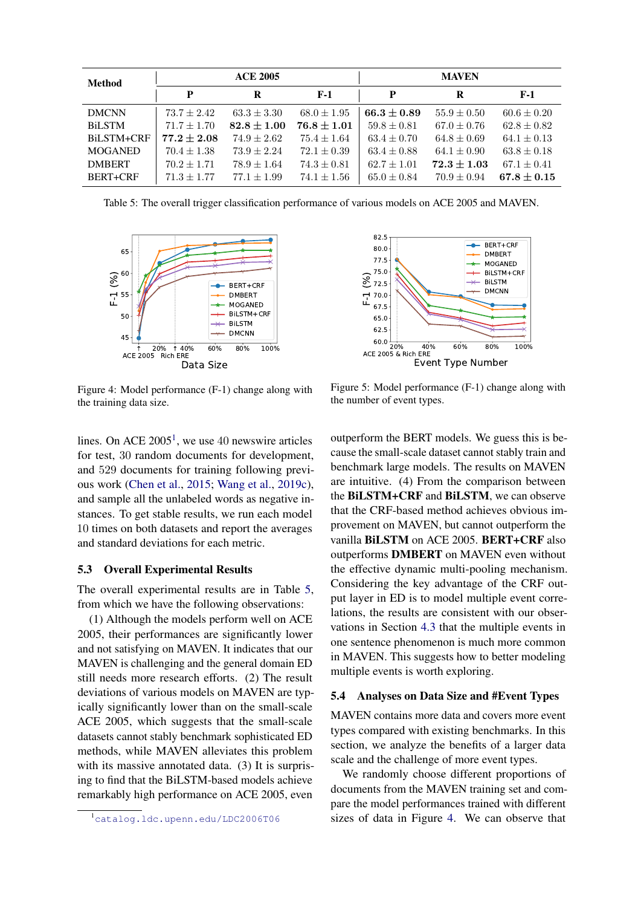| Method | ACE 2005 | | | MAVEN | | |
|---|---|---|---|---|---|---|
| | P | R | F-1 | P | R | F-1 |
| DMCNN | $73.7 \pm 2.42$ | $63.3 \pm 3.30$ | $68.0 \pm 1.95$ | $\mathbf{66.3 \pm 0.89}$ | $55.9 \pm 0.50$ | $60.6 \pm 0.20$ |
| BiLSTM | $71.7 \pm 1.70$ | $\mathbf{82.8 \pm 1.00}$ | $\mathbf{76.8 \pm 1.01}$ | $59.8 \pm 0.81$ | $67.0 \pm 0.76$ | $62.8 \pm 0.82$ |
| BiLSTM+CRF | $\mathbf{77.2 \pm 2.08}$ | $74.9 \pm 2.62$ | $75.4 \pm 1.64$ | $63.4 \pm 0.70$ | $64.8 \pm 0.69$ | $64.1 \pm 0.13$ |
| MOGANED | $70.4 \pm 1.38$ | $73.9 \pm 2.24$ | $72.1 \pm 0.39$ | $63.4 \pm 0.88$ | $64.1 \pm 0.90$ | $63.8 \pm 0.18$ |
| DMBERT | $70.2 \pm 1.71$ | $78.9 \pm 1.64$ | $74.3 \pm 0.81$ | $62.7 \pm 1.01$ | $\mathbf{72.3 \pm 1.03}$ | $67.1 \pm 0.41$ |
| BERT+CRF | $71.3 \pm 1.77$ | $77.1 \pm 1.99$ | $74.1 \pm 1.56$ | $65.0 \pm 0.84$ | $70.9 \pm 0.94$ | $\mathbf{67.8 \pm 0.15}$ |

Table 5: The overall trigger classification performance of various models on ACE 2005 and MAVEN.

Figure 4: Model performance (F-1) change along with the training data size.

Figure 5: Model performance (F-1) change along with the number of event types.

lines. On ACE 2005[1], we use 40 newswire articles for test, 30 random documents for development, and 529 documents for training following previous work (Chen et al., 2015; Wang et al., 2019c), and sample all the unlabeled words as negative instances. To get stable results, we run each model 10 times on both datasets and report the averages and standard deviations for each metric.

## 5.3 Overall Experimental Results

The overall experimental results are in Table 5, from which we have the following observations:

(1) Although the models perform well on ACE 2005, their performances are significantly lower and not satisfying on MAVEN. It indicates that our MAVEN is challenging and the general domain ED still needs more research efforts. (2) The result deviations of various models on MAVEN are typically significantly lower than on the small-scale ACE 2005, which suggests that the small-scale datasets cannot stably benchmark sophisticated ED methods, while MAVEN alleviates this problem with its massive annotated data. (3) It is surprising to find that the BiLSTM-based models achieve remarkably high performance on ACE 2005, even outperform the BERT models. We guess this is because the small-scale dataset cannot stably train and benchmark large models. The results on MAVEN are intuitive. (4) From the comparison between the **BiLSTM+CRF** and **BiLSTM**, we can observe that the CRF-based method achieves obvious improvement on MAVEN, but cannot outperform the vanilla **BiLSTM** on ACE 2005. **BERT+CRF** also outperforms **DMBERT** on MAVEN even without the effective dynamic multi-pooling mechanism. Considering the key advantage of the CRF output layer in ED is to model multiple event correlations, the results are consistent with our observations in Section 4.3 that the multiple events in one sentence phenomenon is much more common in MAVEN. This suggests how to better modeling multiple events is worth exploring.

## 5.4 Analyses on Data Size and #Event Types

MAVEN contains more data and covers more event types compared with existing benchmarks. In this section, we analyze the benefits of a larger data scale and the challenge of more event types.

We randomly choose different proportions of documents from the MAVEN training set and compare the model performances trained with different sizes of data in Figure 4. We can observe that

[1] catalog.ldc.upenn.edu/LDC2006T06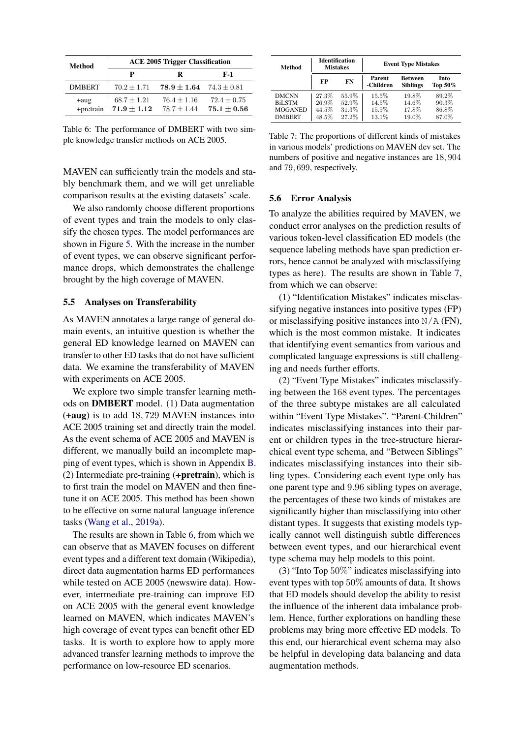| Method | ACE 2005 Trigger Classification | | |
|---|---|---|---|
| | P | R | F-1 |
| DMBERT | $70.2 \pm 1.71$ | $\mathbf{78.9 \pm 1.64}$ | $74.3 \pm 0.81$ |
| +aug | $68.7 \pm 1.21$ | $76.4 \pm 1.16$ | $72.4 \pm 0.75$ |
| +pretrain | $\mathbf{71.9 \pm 1.12}$ | $78.7 \pm 1.44$ | $\mathbf{75.1 \pm 0.56}$ |

Table 6: The performance of DMBERT with two simple knowledge transfer methods on ACE 2005.

MAVEN can sufficiently train the models and stably benchmark them, and we will get unreliable comparison results at the existing datasets' scale.

We also randomly choose different proportions of event types and train the models to only classify the chosen types. The model performances are shown in Figure 5. With the increase in the number of event types, we can observe significant performance drops, which demonstrates the challenge brought by the high coverage of MAVEN.

### 5.5 Analyses on Transferability

As MAVEN annotates a large range of general domain events, an intuitive question is whether the general ED knowledge learned on MAVEN can transfer to other ED tasks that do not have sufficient data. We examine the transferability of MAVEN with experiments on ACE 2005.

We explore two simple transfer learning methods on **DMBERT** model. (1) Data augmentation (**+aug**) is to add 18, 729 MAVEN instances into ACE 2005 training set and directly train the model. As the event schema of ACE 2005 and MAVEN is different, we manually build an incomplete mapping of event types, which is shown in Appendix B. (2) Intermediate pre-training (**+pretrain**), which is to first train the model on MAVEN and then fine-tune it on ACE 2005. This method has been shown to be effective on some natural language inference tasks (Wang et al., 2019a).

The results are shown in Table 6, from which we can observe that as MAVEN focuses on different event types and a different text domain (Wikipedia), direct data augmentation harms ED performances while tested on ACE 2005 (newswire data). However, intermediate pre-training can improve ED on ACE 2005 with the general event knowledge learned on MAVEN, which indicates MAVEN's high coverage of event types can benefit other ED tasks. It is worth to explore how to apply more advanced transfer learning methods to improve the performance on low-resource ED scenarios.

| Method | Identification Mistakes | | Event Type Mistakes | | |
|---|---|---|---|---|---|
| | FP | FN | Parent -Children | Between Siblings | Into Top 50% |
| DMCNN | 27.3% | 55.9% | 15.5% | 19.8% | 89.2% |
| BiLSTM | 26.9% | 52.9% | 14.5% | 14.6% | 90.3% |
| MOGANED | 44.5% | 31.3% | 15.5% | 17.8% | 86.8% |
| DMBERT | 48.5% | 27.2% | 13.1% | 19.0% | 87.0% |

Table 7: The proportions of different kinds of mistakes in various models' predictions on MAVEN dev set. The numbers of positive and negative instances are 18, 904 and 79, 699, respectively.

### 5.6 Error Analysis

To analyze the abilities required by MAVEN, we conduct error analyses on the prediction results of various token-level classification ED models (the sequence labeling methods have span prediction errors, hence cannot be analyzed with misclassifying types as here). The results are shown in Table 7, from which we can observe:

(1) "Identification Mistakes" indicates misclassifying negative instances into positive types (FP) or misclassifying positive instances into N/A (FN), which is the most common mistake. It indicates that identifying event semantics from various and complicated language expressions is still challenging and needs further efforts.

(2) "Event Type Mistakes" indicates misclassifying between the 168 event types. The percentages of the three subtype mistakes are all calculated within "Event Type Mistakes". "Parent-Children" indicates misclassifying instances into their parent or children types in the tree-structure hierarchical event type schema, and "Between Siblings" indicates misclassifying instances into their sibling types. Considering each event type only has one parent type and 9.96 sibling types on average, the percentages of these two kinds of mistakes are significantly higher than misclassifying into other distant types. It suggests that existing models typically cannot well distinguish subtle differences between event types, and our hierarchical event type schema may help models to this point.

(3) "Into Top 50%" indicates misclassifying into event types with top 50% amounts of data. It shows that ED models should develop the ability to resist the influence of the inherent data imbalance problem. Hence, further explorations on handling these problems may bring more effective ED models. To this end, our hierarchical event schema may also be helpful in developing data balancing and data augmentation methods.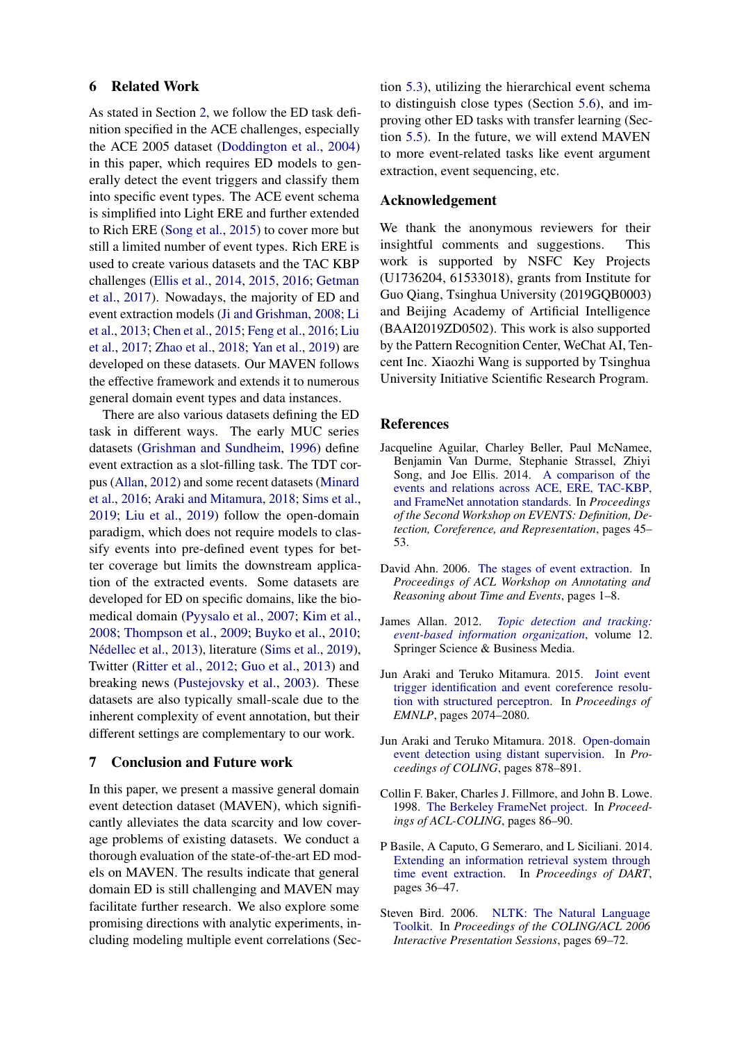## 6 Related Work

As stated in Section 2, we follow the ED task definition specified in the ACE challenges, especially the ACE 2005 dataset (Doddington et al., 2004) in this paper, which requires ED models to generally detect the event triggers and classify them into specific event types. The ACE event schema is simplified into Light ERE and further extended to Rich ERE (Song et al., 2015) to cover more but still a limited number of event types. Rich ERE is used to create various datasets and the TAC KBP challenges (Ellis et al., 2014, 2015, 2016; Getman et al., 2017). Nowadays, the majority of ED and event extraction models (Ji and Grishman, 2008; Li et al., 2013; Chen et al., 2015; Feng et al., 2016; Liu et al., 2017; Zhao et al., 2018; Yan et al., 2019) are developed on these datasets. Our MAVEN follows the effective framework and extends it to numerous general domain event types and data instances.

There are also various datasets defining the ED task in different ways. The early MUC series datasets (Grishman and Sundheim, 1996) define event extraction as a slot-filling task. The TDT corpus (Allan, 2012) and some recent datasets (Minard et al., 2016; Araki and Mitamura, 2018; Sims et al., 2019; Liu et al., 2019) follow the open-domain paradigm, which does not require models to classify events into pre-defined event types for better coverage but limits the downstream application of the extracted events. Some datasets are developed for ED on specific domains, like the biomedical domain (Pyysalo et al., 2007; Kim et al., 2008; Thompson et al., 2009; Buyko et al., 2010; Nédellec et al., 2013), literature (Sims et al., 2019), Twitter (Ritter et al., 2012; Guo et al., 2013) and breaking news (Pustejovsky et al., 2003). These datasets are also typically small-scale due to the inherent complexity of event annotation, but their different settings are complementary to our work.

## 7 Conclusion and Future work

In this paper, we present a massive general domain event detection dataset (MAVEN), which significantly alleviates the data scarcity and low coverage problems of existing datasets. We conduct a thorough evaluation of the state-of-the-art ED models on MAVEN. The results indicate that general domain ED is still challenging and MAVEN may facilitate further research. We also explore some promising directions with analytic experiments, including modeling multiple event correlations (Section 5.3), utilizing the hierarchical event schema to distinguish close types (Section 5.6), and improving other ED tasks with transfer learning (Section 5.5). In the future, we will extend MAVEN to more event-related tasks like event argument extraction, event sequencing, etc.

## Acknowledgement

We thank the anonymous reviewers for their insightful comments and suggestions. This work is supported by NSFC Key Projects (U1736204, 61533018), grants from Institute for Guo Qiang, Tsinghua University (2019GQB0003) and Beijing Academy of Artificial Intelligence (BAAI2019ZD0502). This work is also supported by the Pattern Recognition Center, WeChat AI, Tencent Inc. Xiaozhi Wang is supported by Tsinghua University Initiative Scientific Research Program.

## References

Jacqueline Aguilar, Charley Beller, Paul McNamee, Benjamin Van Durme, Stephanie Strassel, Zhiyi Song, and Joe Ellis. 2014. A comparison of the events and relations across ACE, ERE, TAC-KBP, and FrameNet annotation standards. In *Proceedings of the Second Workshop on EVENTS: Definition, Detection, Coreference, and Representation*, pages 45–53.

David Ahn. 2006. The stages of event extraction. In *Proceedings of ACL Workshop on Annotating and Reasoning about Time and Events*, pages 1–8.

James Allan. 2012. *Topic detection and tracking: event-based information organization*, volume 12. Springer Science & Business Media.

Jun Araki and Teruko Mitamura. 2015. Joint event trigger identification and event coreference resolution with structured perceptron. In *Proceedings of EMNLP*, pages 2074–2080.

Jun Araki and Teruko Mitamura. 2018. Open-domain event detection using distant supervision. In *Proceedings of COLING*, pages 878–891.

Collin F. Baker, Charles J. Fillmore, and John B. Lowe. 1998. The Berkeley FrameNet project. In *Proceedings of ACL-COLING*, pages 86–90.

P Basile, A Caputo, G Semeraro, and L Siciliani. 2014. Extending an information retrieval system through time event extraction. In *Proceedings of DART*, pages 36–47.

Steven Bird. 2006. NLTK: The Natural Language Toolkit. In *Proceedings of the COLING/ACL 2006 Interactive Presentation Sessions*, pages 69–72.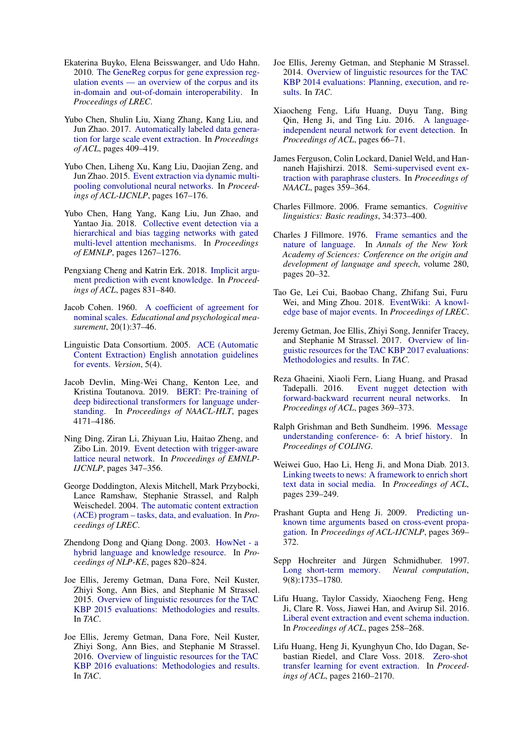Ekaterina Buyko, Elena Beisswanger, and Udo Hahn. 2010. The GeneReg corpus for gene expression regulation events — an overview of the corpus and its in-domain and out-of-domain interoperability. In *Proceedings of LREC*.

Yubo Chen, Shulin Liu, Xiang Zhang, Kang Liu, and Jun Zhao. 2017. Automatically labeled data generation for large scale event extraction. In *Proceedings of ACL*, pages 409–419.

Yubo Chen, Liheng Xu, Kang Liu, Daojian Zeng, and Jun Zhao. 2015. Event extraction via dynamic multi-pooling convolutional neural networks. In *Proceedings of ACL-IJCNLP*, pages 167–176.

Yubo Chen, Hang Yang, Kang Liu, Jun Zhao, and Yantao Jia. 2018. Collective event detection via a hierarchical and bias tagging networks with gated multi-level attention mechanisms. In *Proceedings of EMNLP*, pages 1267–1276.

Pengxiang Cheng and Katrin Erk. 2018. Implicit argument prediction with event knowledge. In *Proceedings of ACL*, pages 831–840.

Jacob Cohen. 1960. A coefficient of agreement for nominal scales. *Educational and psychological measurement*, 20(1):37–46.

Linguistic Data Consortium. 2005. ACE (Automatic Content Extraction) English annotation guidelines for events. *Version*, 5(4).

Jacob Devlin, Ming-Wei Chang, Kenton Lee, and Kristina Toutanova. 2019. BERT: Pre-training of deep bidirectional transformers for language understanding. In *Proceedings of NAACL-HLT*, pages 4171–4186.

Ning Ding, Ziran Li, Zhiyuan Liu, Haitao Zheng, and Zibo Lin. 2019. Event detection with trigger-aware lattice neural network. In *Proceedings of EMNLP-IJCNLP*, pages 347–356.

George Doddington, Alexis Mitchell, Mark Przybocki, Lance Ramshaw, Stephanie Strassel, and Ralph Weischedel. 2004. The automatic content extraction (ACE) program – tasks, data, and evaluation. In *Proceedings of LREC*.

Zhendong Dong and Qiang Dong. 2003. HowNet - a hybrid language and knowledge resource. In *Proceedings of NLP-KE*, pages 820–824.

Joe Ellis, Jeremy Getman, Dana Fore, Neil Kuster, Zhiyi Song, Ann Bies, and Stephanie M Strassel. 2015. Overview of linguistic resources for the TAC KBP 2015 evaluations: Methodologies and results. In *TAC*.

Joe Ellis, Jeremy Getman, Dana Fore, Neil Kuster, Zhiyi Song, Ann Bies, and Stephanie M Strassel. 2016. Overview of linguistic resources for the TAC KBP 2016 evaluations: Methodologies and results. In *TAC*.

Joe Ellis, Jeremy Getman, and Stephanie M Strassel. 2014. Overview of linguistic resources for the TAC KBP 2014 evaluations: Planning, execution, and results. In *TAC*.

Xiaocheng Feng, Lifu Huang, Duyu Tang, Bing Qin, Heng Ji, and Ting Liu. 2016. A language-independent neural network for event detection. In *Proceedings of ACL*, pages 66–71.

James Ferguson, Colin Lockard, Daniel Weld, and Hannaneh Hajishirzi. 2018. Semi-supervised event extraction with paraphrase clusters. In *Proceedings of NAACL*, pages 359–364.

Charles Fillmore. 2006. Frame semantics. *Cognitive linguistics: Basic readings*, 34:373–400.

Charles J Fillmore. 1976. Frame semantics and the nature of language. In *Annals of the New York Academy of Sciences: Conference on the origin and development of language and speech*, volume 280, pages 20–32.

Tao Ge, Lei Cui, Baobao Chang, Zhifang Sui, Furu Wei, and Ming Zhou. 2018. EventWiki: A knowledge base of major events. In *Proceedings of LREC*.

Jeremy Getman, Joe Ellis, Zhiyi Song, Jennifer Tracey, and Stephanie M Strassel. 2017. Overview of linguistic resources for the TAC KBP 2017 evaluations: Methodologies and results. In *TAC*.

Reza Ghaeini, Xiaoli Fern, Liang Huang, and Prasad Tadepalli. 2016. Event nugget detection with forward-backward recurrent neural networks. In *Proceedings of ACL*, pages 369–373.

Ralph Grishman and Beth Sundheim. 1996. Message understanding conference- 6: A brief history. In *Proceedings of COLING*.

Weiwei Guo, Hao Li, Heng Ji, and Mona Diab. 2013. Linking tweets to news: A framework to enrich short text data in social media. In *Proceedings of ACL*, pages 239–249.

Prashant Gupta and Heng Ji. 2009. Predicting unknown time arguments based on cross-event propagation. In *Proceedings of ACL-IJCNLP*, pages 369–372.

Sepp Hochreiter and Jürgen Schmidhuber. 1997. Long short-term memory. *Neural computation*, 9(8):1735–1780.

Lifu Huang, Taylor Cassidy, Xiaocheng Feng, Heng Ji, Clare R. Voss, Jiawei Han, and Avirup Sil. 2016. Liberal event extraction and event schema induction. In *Proceedings of ACL*, pages 258–268.

Lifu Huang, Heng Ji, Kyunghyun Cho, Ido Dagan, Sebastian Riedel, and Clare Voss. 2018. Zero-shot transfer learning for event extraction. In *Proceedings of ACL*, pages 2160–2170.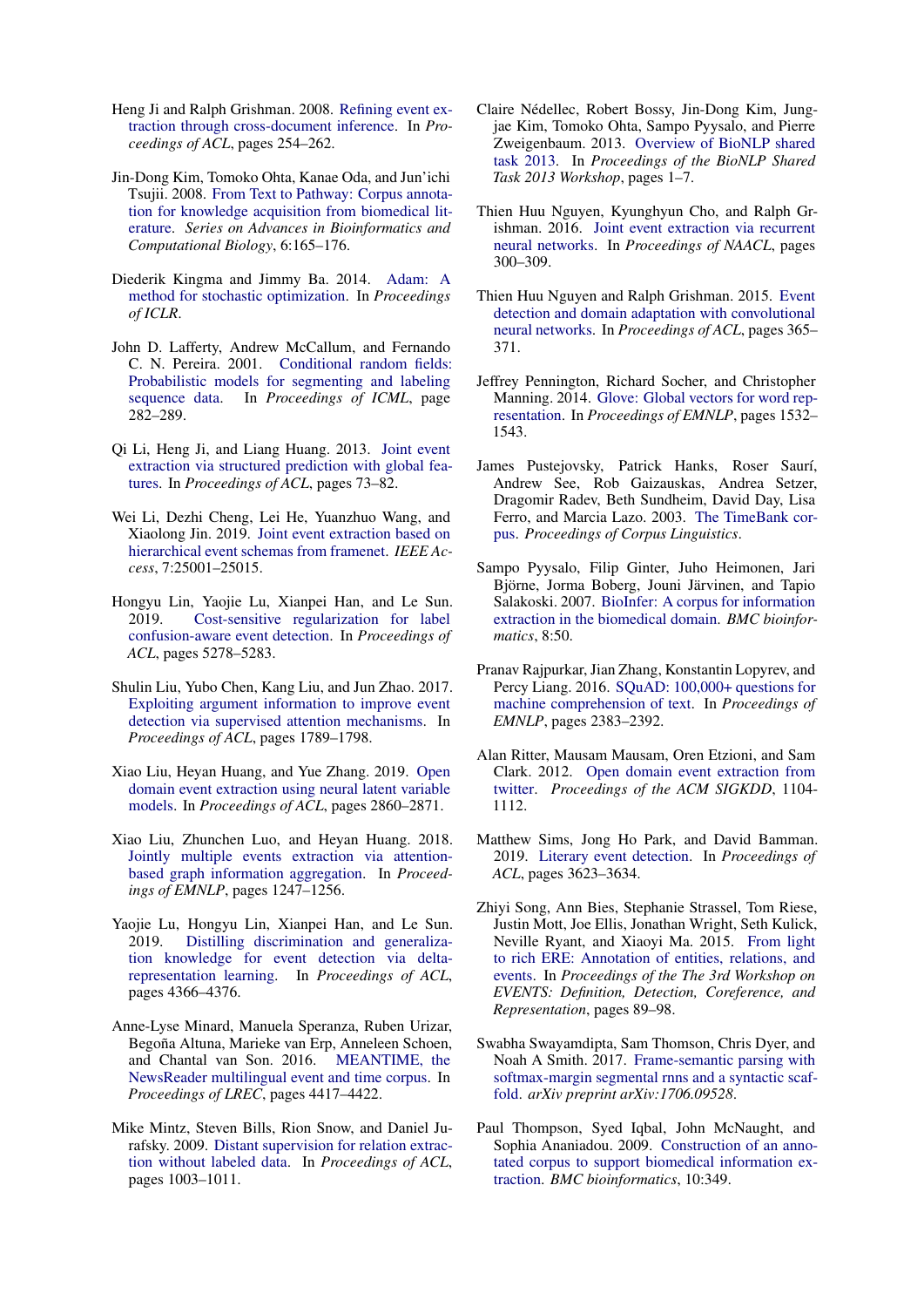Heng Ji and Ralph Grishman. 2008. Refining event extraction through cross-document inference. In *Proceedings of ACL*, pages 254–262.

Jin-Dong Kim, Tomoko Ohta, Kanae Oda, and Jun'ichi Tsujii. 2008. From Text to Pathway: Corpus annotation for knowledge acquisition from biomedical literature. *Series on Advances in Bioinformatics and Computational Biology*, 6:165–176.

Diederik Kingma and Jimmy Ba. 2014. Adam: A method for stochastic optimization. In *Proceedings of ICLR*.

John D. Lafferty, Andrew McCallum, and Fernando C. N. Pereira. 2001. Conditional random fields: Probabilistic models for segmenting and labeling sequence data. In *Proceedings of ICML*, page 282–289.

Qi Li, Heng Ji, and Liang Huang. 2013. Joint event extraction via structured prediction with global features. In *Proceedings of ACL*, pages 73–82.

Wei Li, Dezhi Cheng, Lei He, Yuanzhuo Wang, and Xiaolong Jin. 2019. Joint event extraction based on hierarchical event schemas from framenet. *IEEE Access*, 7:25001–25015.

Hongyu Lin, Yaojie Lu, Xianpei Han, and Le Sun. 2019. Cost-sensitive regularization for label confusion-aware event detection. In *Proceedings of ACL*, pages 5278–5283.

Shulin Liu, Yubo Chen, Kang Liu, and Jun Zhao. 2017. Exploiting argument information to improve event detection via supervised attention mechanisms. In *Proceedings of ACL*, pages 1789–1798.

Xiao Liu, Heyan Huang, and Yue Zhang. 2019. Open domain event extraction using neural latent variable models. In *Proceedings of ACL*, pages 2860–2871.

Xiao Liu, Zhunchen Luo, and Heyan Huang. 2018. Jointly multiple events extraction via attention-based graph information aggregation. In *Proceedings of EMNLP*, pages 1247–1256.

Yaojie Lu, Hongyu Lin, Xianpei Han, and Le Sun. 2019. Distilling discrimination and generalization knowledge for event detection via delta-representation learning. In *Proceedings of ACL*, pages 4366–4376.

Anne-Lyse Minard, Manuela Speranza, Ruben Urizar, Begoña Altuna, Marieke van Erp, Anneleen Schoen, and Chantal van Son. 2016. MEANTIME, the NewsReader multilingual event and time corpus. In *Proceedings of LREC*, pages 4417–4422.

Mike Mintz, Steven Bills, Rion Snow, and Daniel Jurafsky. 2009. Distant supervision for relation extraction without labeled data. In *Proceedings of ACL*, pages 1003–1011.

Claire Nédellec, Robert Bossy, Jin-Dong Kim, Jungjae Kim, Tomoko Ohta, Sampo Pyysalo, and Pierre Zweigenbaum. 2013. Overview of BioNLP shared task 2013. In *Proceedings of the BioNLP Shared Task 2013 Workshop*, pages 1–7.

Thien Huu Nguyen, Kyunghyun Cho, and Ralph Grishman. 2016. Joint event extraction via recurrent neural networks. In *Proceedings of NAACL*, pages 300–309.

Thien Huu Nguyen and Ralph Grishman. 2015. Event detection and domain adaptation with convolutional neural networks. In *Proceedings of ACL*, pages 365–371.

Jeffrey Pennington, Richard Socher, and Christopher Manning. 2014. Glove: Global vectors for word representation. In *Proceedings of EMNLP*, pages 1532–1543.

James Pustejovsky, Patrick Hanks, Roser Saurí, Andrew See, Rob Gaizauskas, Andrea Setzer, Dragomir Radev, Beth Sundheim, David Day, Lisa Ferro, and Marcia Lazo. 2003. The TimeBank corpus. *Proceedings of Corpus Linguistics*.

Sampo Pyysalo, Filip Ginter, Juho Heimonen, Jari Björne, Jorma Boberg, Jouni Järvinen, and Tapio Salakoski. 2007. BioInfer: A corpus for information extraction in the biomedical domain. *BMC bioinformatics*, 8:50.

Pranav Rajpurkar, Jian Zhang, Konstantin Lopyrev, and Percy Liang. 2016. SQuAD: 100,000+ questions for machine comprehension of text. In *Proceedings of EMNLP*, pages 2383–2392.

Alan Ritter, Mausam Mausam, Oren Etzioni, and Sam Clark. 2012. Open domain event extraction from twitter. *Proceedings of the ACM SIGKDD*, 1104-1112.

Matthew Sims, Jong Ho Park, and David Bamman. 2019. Literary event detection. In *Proceedings of ACL*, pages 3623–3634.

Zhiyi Song, Ann Bies, Stephanie Strassel, Tom Riese, Justin Mott, Joe Ellis, Jonathan Wright, Seth Kulick, Neville Ryant, and Xiaoyi Ma. 2015. From light to rich ERE: Annotation of entities, relations, and events. In *Proceedings of the The 3rd Workshop on EVENTS: Definition, Detection, Coreference, and Representation*, pages 89–98.

Swabha Swayamdipta, Sam Thomson, Chris Dyer, and Noah A Smith. 2017. Frame-semantic parsing with softmax-margin segmental rnns and a syntactic scaffold. *arXiv preprint arXiv:1706.09528*.

Paul Thompson, Syed Iqbal, John McNaught, and Sophia Ananiadou. 2009. Construction of an annotated corpus to support biomedical information extraction. *BMC bioinformatics*, 10:349.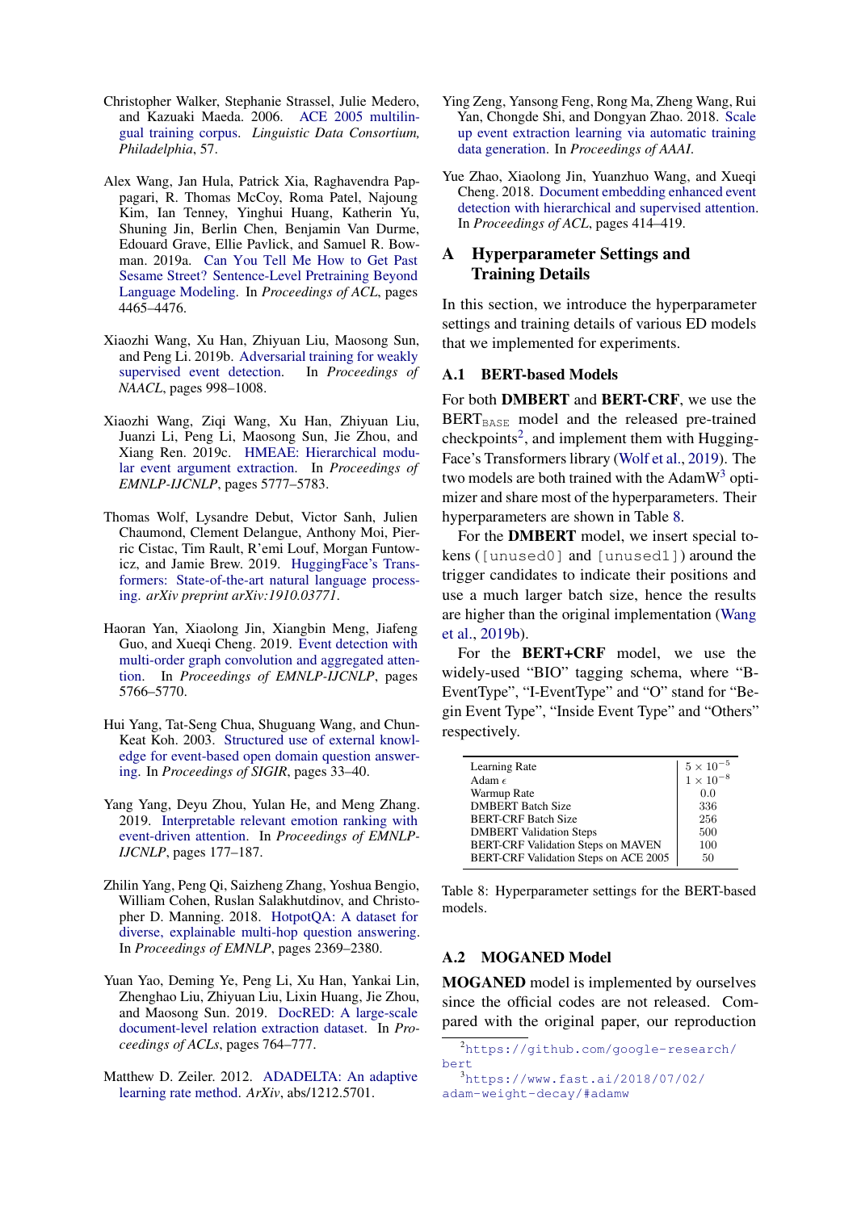Christopher Walker, Stephanie Strassel, Julie Medero, and Kazuaki Maeda. 2006. ACE 2005 multilingual training corpus. *Linguistic Data Consortium, Philadelphia*, 57.

Alex Wang, Jan Hula, Patrick Xia, Raghavendra Pappagari, R. Thomas McCoy, Roma Patel, Najoung Kim, Ian Tenney, Yinghui Huang, Katherin Yu, Shuning Jin, Berlin Chen, Benjamin Van Durme, Edouard Grave, Ellie Pavlick, and Samuel R. Bowman. 2019a. Can You Tell Me How to Get Past Sesame Street? Sentence-Level Pretraining Beyond Language Modeling. In *Proceedings of ACL*, pages 4465–4476.

Xiaozhi Wang, Xu Han, Zhiyuan Liu, Maosong Sun, and Peng Li. 2019b. Adversarial training for weakly supervised event detection. In *Proceedings of NAACL*, pages 998–1008.

Xiaozhi Wang, Ziqi Wang, Xu Han, Zhiyuan Liu, Juanzi Li, Peng Li, Maosong Sun, Jie Zhou, and Xiang Ren. 2019c. HMEAE: Hierarchical modular event argument extraction. In *Proceedings of EMNLP-IJCNLP*, pages 5777–5783.

Thomas Wolf, Lysandre Debut, Victor Sanh, Julien Chaumond, Clement Delangue, Anthony Moi, Pierric Cistac, Tim Rault, R'emi Louf, Morgan Funtowicz, and Jamie Brew. 2019. HuggingFace's Transformers: State-of-the-art natural language processing. *arXiv preprint arXiv:1910.03771*.

Haoran Yan, Xiaolong Jin, Xiangbin Meng, Jiafeng Guo, and Xueqi Cheng. 2019. Event detection with multi-order graph convolution and aggregated attention. In *Proceedings of EMNLP-IJCNLP*, pages 5766–5770.

Hui Yang, Tat-Seng Chua, Shuguang Wang, and Chun-Keat Koh. 2003. Structured use of external knowledge for event-based open domain question answering. In *Proceedings of SIGIR*, pages 33–40.

Yang Yang, Deyu Zhou, Yulan He, and Meng Zhang. 2019. Interpretable relevant emotion ranking with event-driven attention. In *Proceedings of EMNLP-IJCNLP*, pages 177–187.

Zhilin Yang, Peng Qi, Saizheng Zhang, Yoshua Bengio, William Cohen, Ruslan Salakhutdinov, and Christopher D. Manning. 2018. HotpotQA: A dataset for diverse, explainable multi-hop question answering. In *Proceedings of EMNLP*, pages 2369–2380.

Yuan Yao, Deming Ye, Peng Li, Xu Han, Yankai Lin, Zhenghao Liu, Zhiyuan Liu, Lixin Huang, Jie Zhou, and Maosong Sun. 2019. DocRED: A large-scale document-level relation extraction dataset. In *Proceedings of ACLs*, pages 764–777.

Matthew D. Zeiler. 2012. ADADELTA: An adaptive learning rate method. *ArXiv*, abs/1212.5701.

Ying Zeng, Yansong Feng, Rong Ma, Zheng Wang, Rui Yan, Chongde Shi, and Dongyan Zhao. 2018. Scale up event extraction learning via automatic training data generation. In *Proceedings of AAAI*.

Yue Zhao, Xiaolong Jin, Yuanzhuo Wang, and Xueqi Cheng. 2018. Document embedding enhanced event detection with hierarchical and supervised attention. In *Proceedings of ACL*, pages 414–419.

# A Hyperparameter Settings and Training Details

In this section, we introduce the hyperparameter settings and training details of various ED models that we implemented for experiments.

## A.1 BERT-based Models

For both **DMBERT** and **BERT-CRF**, we use the $\text{BERT}_{\text{BASE}}$ model and the released pre-trained checkpoints[2], and implement them with HuggingFace's Transformers library (Wolf et al., 2019). The two models are both trained with the AdamW[3] optimizer and share most of the hyperparameters. Their hyperparameters are shown in Table 8.

For the **DMBERT** model, we insert special tokens ( `[unused0]` and `[unused1]`) around the trigger candidates to indicate their positions and use a much larger batch size, hence the results are higher than the original implementation (Wang et al., 2019b).

For the **BERT+CRF** model, we use the widely-used "BIO" tagging schema, where "B-EventType", "I-EventType" and "O" stand for "Begin Event Type", "Inside Event Type" and "Others" respectively.

| | |
|---|---|
| Learning Rate | $5 \times 10^{-5}$ |
| Adam $\epsilon$ | $1 \times 10^{-8}$ |
| Warmup Rate | 0.0 |
| DMBERT Batch Size | 336 |
| BERT-CRF Batch Size | 256 |
| DMBERT Validation Steps | 500 |
| BERT-CRF Validation Steps on MAVEN | 100 |
| BERT-CRF Validation Steps on ACE 2005 | 50 |

Table 8: Hyperparameter settings for the BERT-based models.

## A.2 MOGANED Model

**MOGANED** model is implemented by ourselves since the official codes are not released. Compared with the original paper, our reproduction

[2] https://github.com/google-research/bert

[3] https://www.fast.ai/2018/07/02/adam-weight-decay/#adamw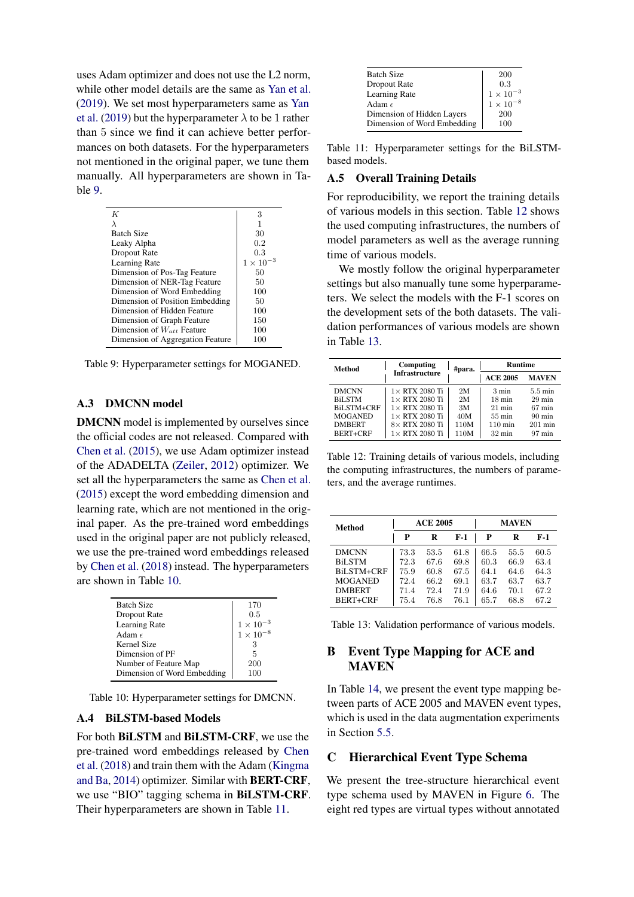uses Adam optimizer and does not use the L2 norm, while other model details are the same as Yan et al. (2019). We set most hyperparameters same as Yan et al. (2019) but the hyperparameter $\lambda$ to be 1 rather than 5 since we find it can achieve better performances on both datasets. For the hyperparameters not mentioned in the original paper, we tune them manually. All hyperparameters are shown in Table 9.

| | |
|---|---|
| $K$ | 3 |
| $\lambda$ | 1 |
| Batch Size | 30 |
| Leaky Alpha | 0.2 |
| Dropout Rate | 0.3 |
| Learning Rate | $1 \times 10^{-3}$ |
| Dimension of Pos-Tag Feature | 50 |
| Dimension of NER-Tag Feature | 50 |
| Dimension of Word Embedding | 100 |
| Dimension of Position Embedding | 50 |
| Dimension of Hidden Feature | 100 |
| Dimension of Graph Feature | 150 |
| Dimension of $W_{att}$ Feature | 100 |
| Dimension of Aggregation Feature | 100 |

Table 9: Hyperparameter settings for MOGANED.

### A.3 DMCNN model

**DMCNN** model is implemented by ourselves since the official codes are not released. Compared with Chen et al. (2015), we use Adam optimizer instead of the ADADELTA (Zeiler, 2012) optimizer. We set all the hyperparameters the same as Chen et al. (2015) except the word embedding dimension and learning rate, which are not mentioned in the original paper. As the pre-trained word embeddings used in the original paper are not publicly released, we use the pre-trained word embeddings released by Chen et al. (2018) instead. The hyperparameters are shown in Table 10.

| | |
|---|---|
| Batch Size | 170 |
| Dropout Rate | 0.5 |
| Learning Rate | $1 \times 10^{-3}$ |
| Adam $\epsilon$ | $1 \times 10^{-8}$ |
| Kernel Size | 3 |
| Dimension of PF | 5 |
| Number of Feature Map | 200 |
| Dimension of Word Embedding | 100 |

Table 10: Hyperparameter settings for DMCNN.

### A.4 BiLSTM-based Models

For both **BiLSTM** and **BiLSTM-CRF**, we use the pre-trained word embeddings released by Chen et al. (2018) and train them with the Adam (Kingma and Ba, 2014) optimizer. Similar with **BERT-CRF**, we use "BIO" tagging schema in **BiLSTM-CRF**. Their hyperparameters are shown in Table 11.

| | |
|---|---|
| Batch Size | 200 |
| Dropout Rate | 0.3 |
| Learning Rate | $1 \times 10^{-3}$ |
| Adam $\epsilon$ | $1 \times 10^{-8}$ |
| Dimension of Hidden Layers | 200 |
| Dimension of Word Embedding | 100 |

Table 11: Hyperparameter settings for the BiLSTM-based models.

### A.5 Overall Training Details

For reproducibility, we report the training details of various models in this section. Table 12 shows the used computing infrastructures, the numbers of model parameters as well as the average running time of various models.

We mostly follow the original hyperparameter settings but also manually tune some hyperparameters. We select the models with the F-1 scores on the development sets of the both datasets. The validation performances of various models are shown in Table 13.

| Method | Computing Infrastructure | #para. | Runtime | |
|---|---|---|---|---|
| | | | ACE 2005 | MAVEN |
| DMCNN | 1× RTX 2080 Ti | 2M | 3 min | 5.5 min |
| BiLSTM | 1× RTX 2080 Ti | 2M | 18 min | 29 min |
| BiLSTM+CRF | 1× RTX 2080 Ti | 3M | 21 min | 67 min |
| MOGANED | 1× RTX 2080 Ti | 40M | 55 min | 90 min |
| DMBERT | 8× RTX 2080 Ti | 110M | 110 min | 201 min |
| BERT+CRF | 1× RTX 2080 Ti | 110M | 32 min | 97 min |

Table 12: Training details of various models, including the computing infrastructures, the numbers of parameters, and the average runtimes.

| Method | ACE 2005 | | | MAVEN | | |
|---|---|---|---|---|---|---|
| | P | R | F-1 | P | R | F-1 |
| DMCNN | 73.3 | 53.5 | 61.8 | 66.5 | 55.5 | 60.5 |
| BiLSTM | 72.3 | 67.6 | 69.8 | 60.3 | 66.9 | 63.4 |
| BiLSTM+CRF | 75.9 | 60.8 | 67.5 | 64.1 | 64.6 | 64.3 |
| MOGANED | 72.4 | 66.2 | 69.1 | 63.7 | 63.7 | 63.7 |
| DMBERT | 71.4 | 72.4 | 71.9 | 64.6 | 70.1 | 67.2 |
| BERT+CRF | 75.4 | 76.8 | 76.1 | 65.7 | 68.8 | 67.2 |

Table 13: Validation performance of various models.

## B Event Type Mapping for ACE and MAVEN

In Table 14, we present the event type mapping between parts of ACE 2005 and MAVEN event types, which is used in the data augmentation experiments in Section 5.5.

## C Hierarchical Event Type Schema

We present the tree-structure hierarchical event type schema used by MAVEN in Figure 6. The eight red types are virtual types without annotated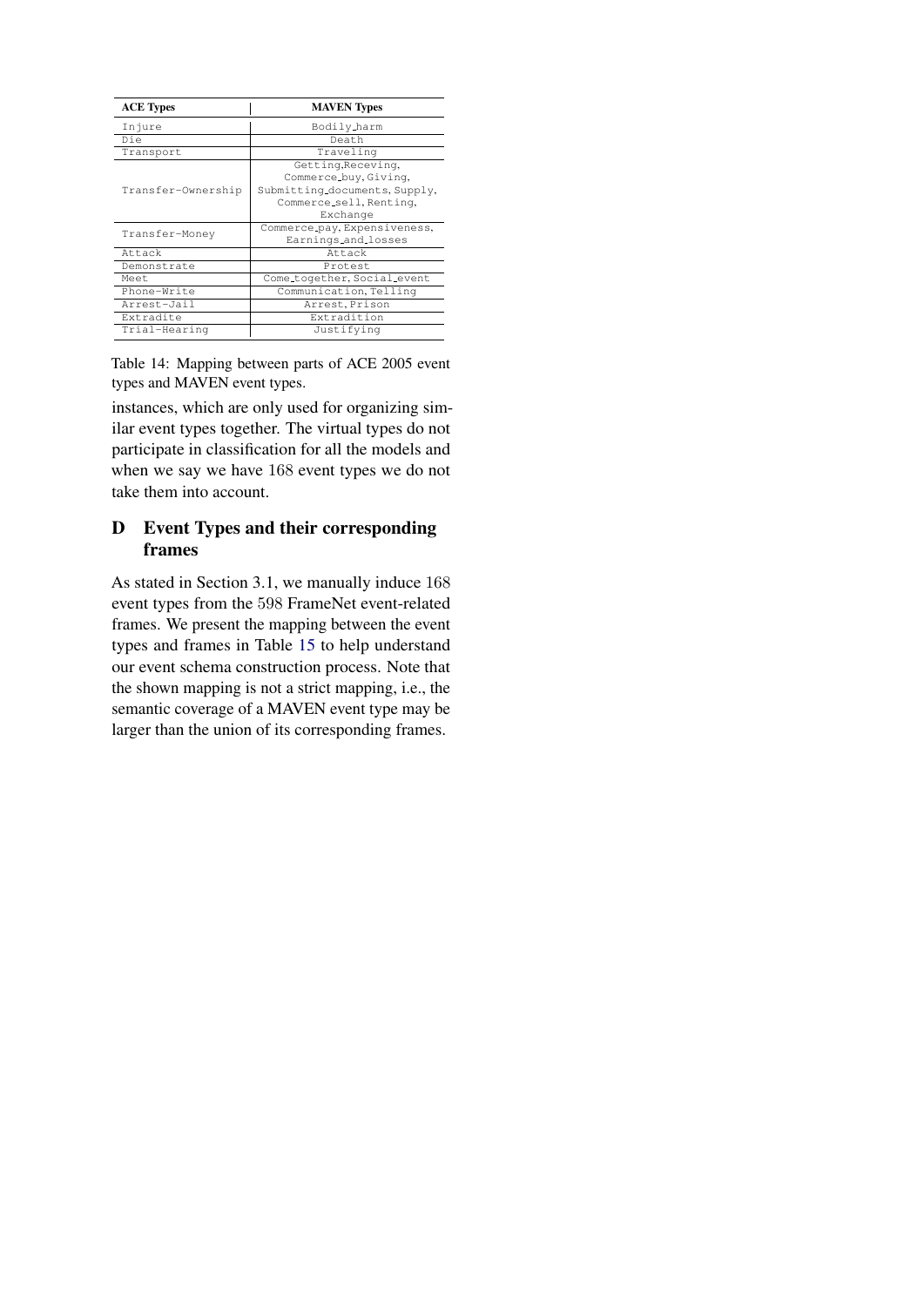| ACE Types | MAVEN Types |
| --- | --- |
| Injure | Bodily_harm |
| Die | Death |
| Transport | Traveling |
| Transfer-Ownership | Getting,Receving, Commerce_buy, Giving, Submitting_documents, Supply, Commerce_sell, Renting, Exchange |
| Transfer-Money | Commerce_pay, Expensiveness, Earnings_and_losses |
| Attack | Attack |
| Demonstrate | Protest |
| Meet | Come_together, Social_event |
| Phone-Write | Communication, Telling |
| Arrest-Jail | Arrest, Prison |
| Extradite | Extradition |
| Trial-Hearing | Justifying |

Table 14: Mapping between parts of ACE 2005 event types and MAVEN event types.

instances, which are only used for organizing similar event types together. The virtual types do not participate in classification for all the models and when we say we have 168 event types we do not take them into account.

## D Event Types and their corresponding frames

As stated in Section 3.1, we manually induce 168 event types from the 598 FrameNet event-related frames. We present the mapping between the event types and frames in Table 15 to help understand our event schema construction process. Note that the shown mapping is not a strict mapping, i.e., the semantic coverage of a MAVEN event type may be larger than the union of its corresponding frames.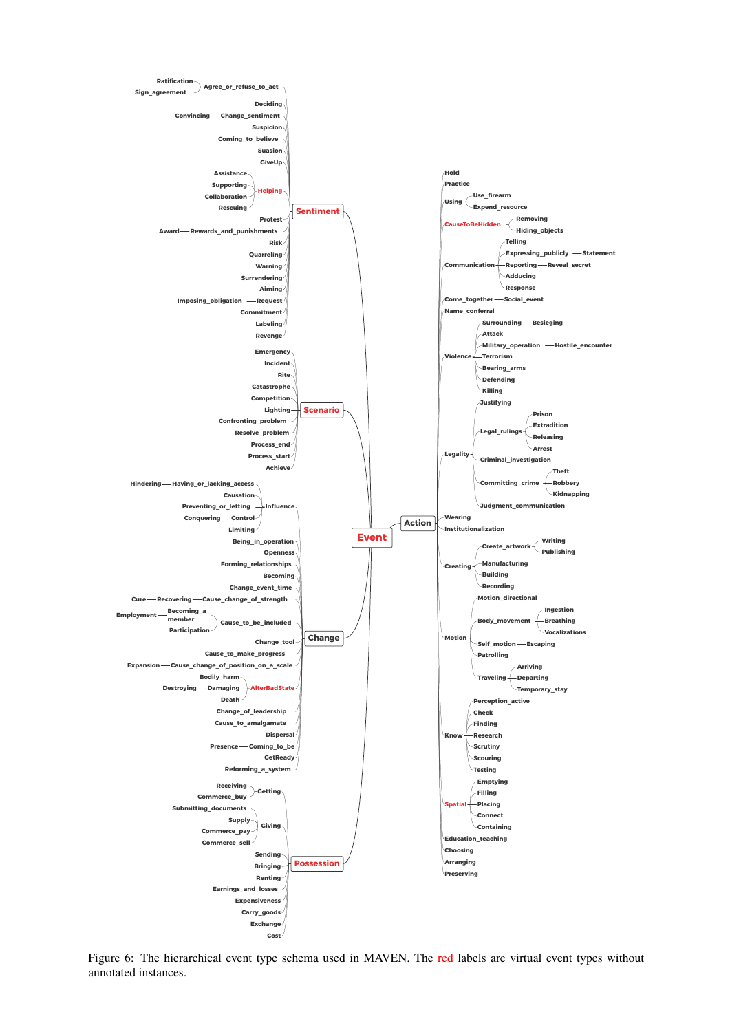- Event
  - Sentiment
    - Agree_or_refuse_to_act
      - Ratification
      - Sign_agreement
    - Deciding
    - Change_sentiment
      - Convincing
    - Suspicion
    - Coming_to_believe
    - Suasion
    - GiveUp
    - Helping
      - Assistance
      - Supporting
      - Collaboration
      - Rescuing
    - Protest
    - Rewards_and_punishments
      - Award
    - Risk
    - Quarreling
    - Warning
    - Surrendering
    - Aiming
    - Request
      - Imposing_obligation
    - Commitment
    - Labeling
    - Revenge
  - Scenario
    - Emergency
    - Incident
    - Rite
    - Catastrophe
    - Competition
    - Lighting
    - Confronting_problem
    - Resolve_problem
    - Process_end
    - Process_start
    - Achieve
  - Change
    - Influence
      - Having_or_lacking_access
        - Hindering
      - Causation
      - Preventing_or_letting
      - Control
        - Conquering
      - Limiting
    - Being_in_operation
    - Openness
    - Forming_relationships
    - Becoming
    - Change_event_time
    - Cause_change_of_strength
      - Recovering
        - Cure
    - Cause_to_be_included
      - Becoming_a_member
        - Employment
      - Participation
    - Change_tool
    - Cause_to_make_progress
    - Cause_change_of_position_on_a_scale
      - Expansion
    - AlterBadState
      - Bodily_harm
      - Damaging
        - Destroying
      - Death
    - Change_of_leadership
    - Cause_to_amalgamate
    - Dispersal
    - Coming_to_be
      - Presence
    - GetReady
    - Reforming_a_system
  - Possession
    - Getting
      - Receiving
      - Commerce_buy
    - Giving
      - Submitting_documents
      - Supply
      - Commerce_pay
      - Commerce_sell
    - Sending
    - Bringing
    - Renting
    - Earnings_and_losses
    - Expensiveness
    - Carry_goods
    - Exchange
    - Cost
  - Action
    - Hold
    - Practice
    - Using
      - Use_firearm
      - Expend_resource
    - CauseToBeHidden
      - Removing
      - Hiding_objects
    - Communication
      - Telling
      - Expressing_publicly
        - Statement
      - Reporting
        - Reveal_secret
      - Adducing
      - Response
    - Come_together
      - Social_event
    - Name_conferral
    - Violence
      - Surrounding
        - Besieging
      - Attack
      - Military_operation
        - Hostile_encounter
      - Terrorism
      - Bearing_arms
      - Defending
      - Killing
    - Legality
      - Justifying
      - Legal_rulings
        - Prison
        - Extradition
        - Releasing
        - Arrest
      - Criminal_investigation
      - Committing_crime
        - Theft
        - Robbery
        - Kidnapping
      - Judgment_communication
    - Wearing
    - Institutionalization
    - Creating
      - Create_artwork
        - Writing
        - Publishing
      - Manufacturing
      - Building
      - Recording
    - Motion
      - Motion_directional
      - Body_movement
        - Ingestion
        - Breathing
        - Vocalizations
      - Self_motion
        - Escaping
      - Patrolling
      - Traveling
        - Arriving
        - Departing
        - Temporary_stay
    - Know
      - Perception_active
      - Check
      - Finding
      - Research
      - Scrutiny
      - Scouring
      - Testing
    - Spatial
      - Emptying
      - Filling
      - Placing
      - Connect
      - Containing
    - Education_teaching
    - Choosing
    - Arranging
    - Preserving

Figure 6: The hierarchical event type schema used in MAVEN. The red labels are virtual event types without annotated instances.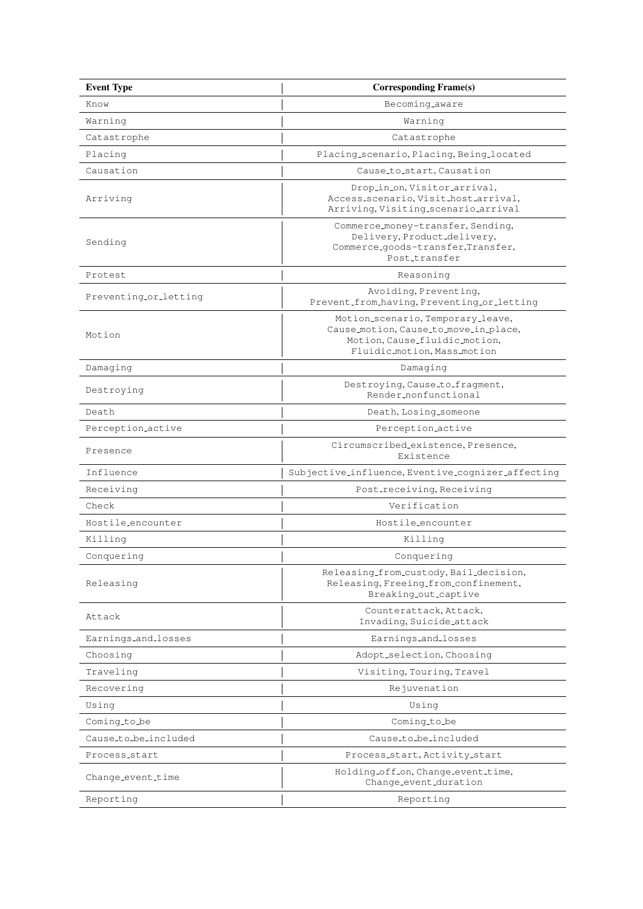| Event Type | Corresponding Frame(s) |
|---|---|
| Know | Becoming_aware |
| Warning | Warning |
| Catastrophe | Catastrophe |
| Placing | Placing_scenario, Placing, Being_located |
| Causation | Cause_to_start, Causation |
| Arriving | Drop_in_on, Visitor_arrival, Access_scenario, Visit_host_arrival, Arriving, Visiting_scenario_arrival |
| Sending | Commerce_money-transfer, Sending, Delivery, Product_delivery, Commerce_goods-transfer,Transfer, Post_transfer |
| Protest | Reasoning |
| Preventing_or_letting | Avoiding, Preventing, Prevent_from_having, Preventing_or_letting |
| Motion | Motion_scenario, Temporary_leave, Cause_motion, Cause_to_move_in_place, Motion, Cause_fluidic_motion, Fluidic_motion, Mass_motion |
| Damaging | Damaging |
| Destroying | Destroying, Cause_to_fragment, Render_nonfunctional |
| Death | Death, Losing_someone |
| Perception_active | Perception_active |
| Presence | Circumscribed_existence, Presence, Existence |
| Influence | Subjective_influence, Eventive_cognizer_affecting |
| Receiving | Post_receiving, Receiving |
| Check | Verification |
| Hostile_encounter | Hostile_encounter |
| Killing | Killing |
| Conquering | Conquering |
| Releasing | Releasing_from_custody, Bail_decision, Releasing, Freeing_from_confinement, Breaking_out_captive |
| Attack | Counterattack, Attack, Invading, Suicide_attack |
| Earnings_and_losses | Earnings_and_losses |
| Choosing | Adopt_selection, Choosing |
| Traveling | Visiting, Touring, Travel |
| Recovering | Rejuvenation |
| Using | Using |
| Coming_to_be | Coming_to_be |
| Cause_to_be_included | Cause_to_be_included |
| Process_start | Process_start, Activity_start |
| Change_event_time | Holding_off_on, Change_event_time, Change_event_duration |
| Reporting | Reporting |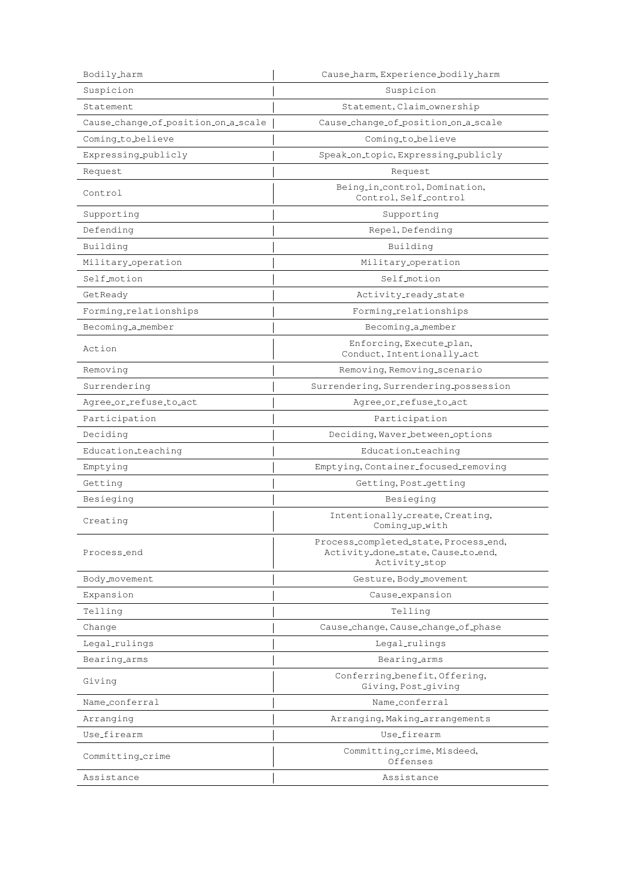| | |
|---|---|
| Bodily_harm | Cause_harm, Experience_bodily_harm |
| Suspicion | Suspicion |
| Statement | Statement, Claim_ownership |
| Cause_change_of_position_on_a_scale | Cause_change_of_position_on_a_scale |
| Coming_to_believe | Coming_to_believe |
| Expressing_publicly | Speak_on_topic, Expressing_publicly |
| Request | Request |
| Control | Being_in_control, Domination, Control, Self_control |
| Supporting | Supporting |
| Defending | Repel, Defending |
| Building | Building |
| Military_operation | Military_operation |
| Self_motion | Self_motion |
| GetReady | Activity_ready_state |
| Forming_relationships | Forming_relationships |
| Becoming_a_member | Becoming_a_member |
| Action | Enforcing, Execute_plan, Conduct, Intentionally_act |
| Removing | Removing, Removing_scenario |
| Surrendering | Surrendering, Surrendering_possession |
| Agree_or_refuse_to_act | Agree_or_refuse_to_act |
| Participation | Participation |
| Deciding | Deciding, Waver_between_options |
| Education_teaching | Education_teaching |
| Emptying | Emptying, Container_focused_removing |
| Getting | Getting, Post_getting |
| Besieging | Besieging |
| Creating | Intentionally_create, Creating, Coming_up_with |
| Process_end | Process_completed_state, Process_end, Activity_done_state, Cause_to_end, Activity_stop |
| Body_movement | Gesture, Body_movement |
| Expansion | Cause_expansion |
| Telling | Telling |
| Change | Cause_change, Cause_change_of_phase |
| Legal_rulings | Legal_rulings |
| Bearing_arms | Bearing_arms |
| Giving | Conferring_benefit, Offering, Giving, Post_giving |
| Name_conferral | Name_conferral |
| Arranging | Arranging, Making_arrangements |
| Use_firearm | Use_firearm |
| Committing_crime | Committing_crime, Misdeed, Offenses |
| Assistance | Assistance |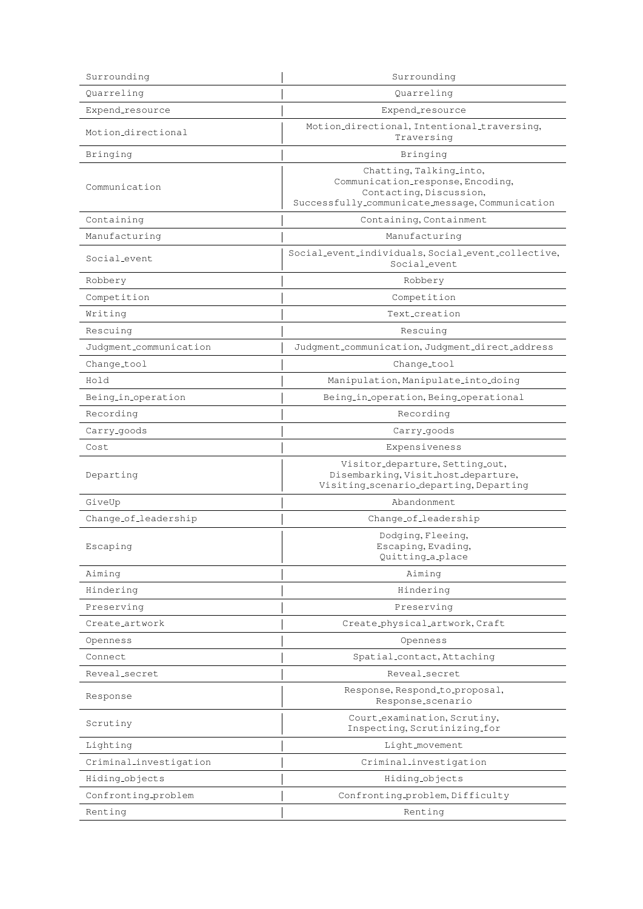| | |
|---|---|
| Surrounding | Surrounding |
| Quarreling | Quarreling |
| Expend_resource | Expend_resource |
| Motion_directional | Motion_directional, Intentional_traversing, Traversing |
| Bringing | Bringing |
| Communication | Chatting, Talking_into, Communication_response, Encoding, Contacting, Discussion, Successfully_communicate_message, Communication |
| Containing | Containing, Containment |
| Manufacturing | Manufacturing |
| Social_event | Social_event_individuals, Social_event_collective, Social_event |
| Robbery | Robbery |
| Competition | Competition |
| Writing | Text_creation |
| Rescuing | Rescuing |
| Judgment_communication | Judgment_communication, Judgment_direct_address |
| Change_tool | Change_tool |
| Hold | Manipulation, Manipulate_into_doing |
| Being_in_operation | Being_in_operation, Being_operational |
| Recording | Recording |
| Carry_goods | Carry_goods |
| Cost | Expensiveness |
| Departing | Visitor_departure, Setting_out, Disembarking, Visit_host_departure, Visiting_scenario_departing, Departing |
| GiveUp | Abandonment |
| Change_of_leadership | Change_of_leadership |
| Escaping | Dodging, Fleeing, Escaping, Evading, Quitting_a_place |
| Aiming | Aiming |
| Hindering | Hindering |
| Preserving | Preserving |
| Create_artwork | Create_physical_artwork, Craft |
| Openness | Openness |
| Connect | Spatial_contact, Attaching |
| Reveal_secret | Reveal_secret |
| Response | Response, Respond_to_proposal, Response_scenario |
| Scrutiny | Court_examination, Scrutiny, Inspecting, Scrutinizing_for |
| Lighting | Light_movement |
| Criminal_investigation | Criminal_investigation |
| Hiding_objects | Hiding_objects |
| Confronting_problem | Confronting_problem, Difficulty |
| Renting | Renting |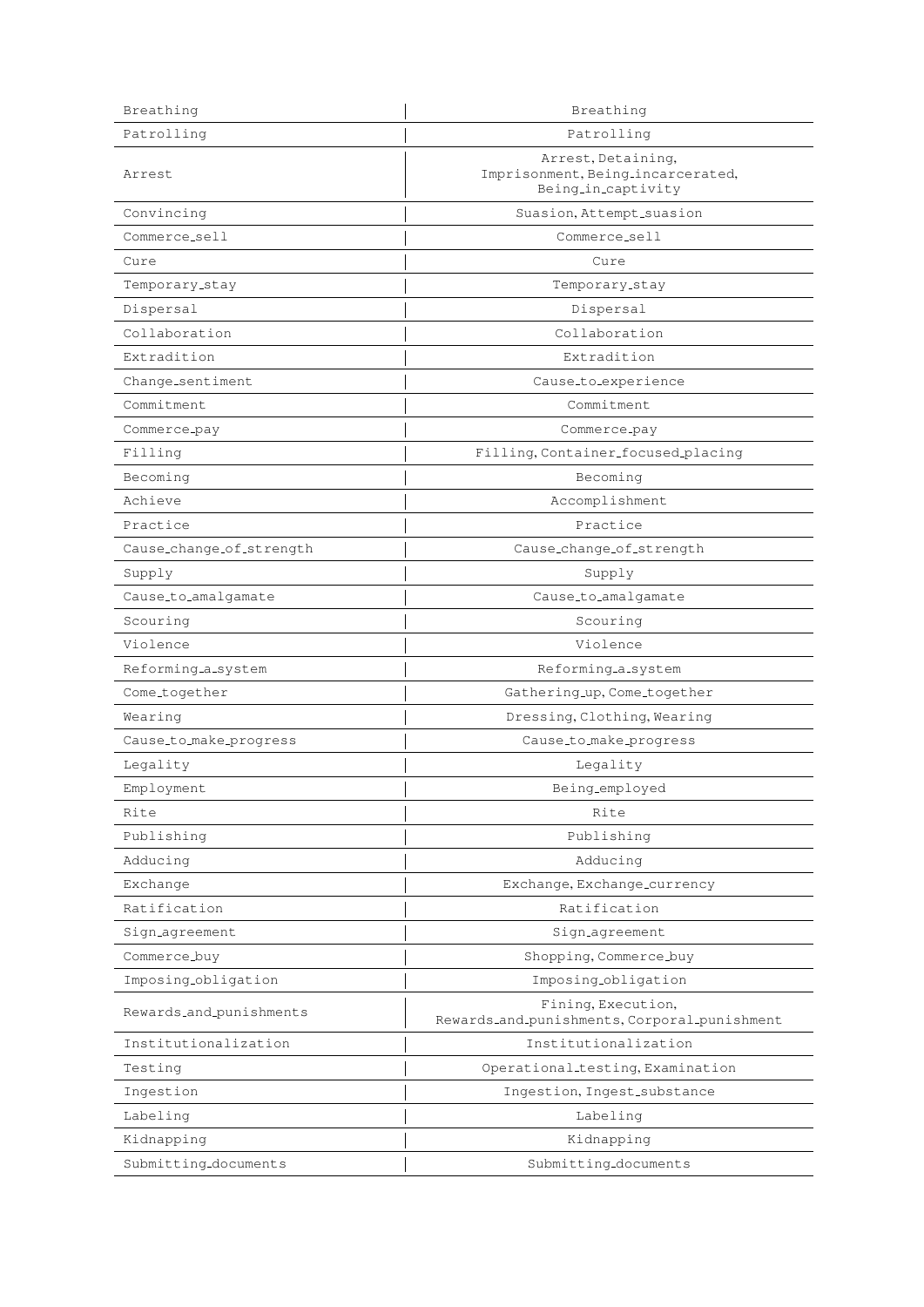| | |
|---|---|
| Breathing | Breathing |
| Patrolling | Patrolling |
| Arrest | Arrest, Detaining, Imprisonment, Being_incarcerated, Being_in_captivity |
| Convincing | Suasion, Attempt_suasion |
| Commerce_sell | Commerce_sell |
| Cure | Cure |
| Temporary_stay | Temporary_stay |
| Dispersal | Dispersal |
| Collaboration | Collaboration |
| Extradition | Extradition |
| Change_sentiment | Cause_to_experience |
| Commitment | Commitment |
| Commerce_pay | Commerce_pay |
| Filling | Filling, Container_focused_placing |
| Becoming | Becoming |
| Achieve | Accomplishment |
| Practice | Practice |
| Cause_change_of_strength | Cause_change_of_strength |
| Supply | Supply |
| Cause_to_amalgamate | Cause_to_amalgamate |
| Scouring | Scouring |
| Violence | Violence |
| Reforming_a_system | Reforming_a_system |
| Come_together | Gathering_up, Come_together |
| Wearing | Dressing, Clothing, Wearing |
| Cause_to_make_progress | Cause_to_make_progress |
| Legality | Legality |
| Employment | Being_employed |
| Rite | Rite |
| Publishing | Publishing |
| Adducing | Adducing |
| Exchange | Exchange, Exchange_currency |
| Ratification | Ratification |
| Sign_agreement | Sign_agreement |
| Commerce_buy | Shopping, Commerce_buy |
| Imposing_obligation | Imposing_obligation |
| Rewards_and_punishments | Fining, Execution, Rewards_and_punishments, Corporal_punishment |
| Institutionalization | Institutionalization |
| Testing | Operational_testing, Examination |
| Ingestion | Ingestion, Ingest_substance |
| Labeling | Labeling |
| Kidnapping | Kidnapping |
| Submitting_documents | Submitting_documents |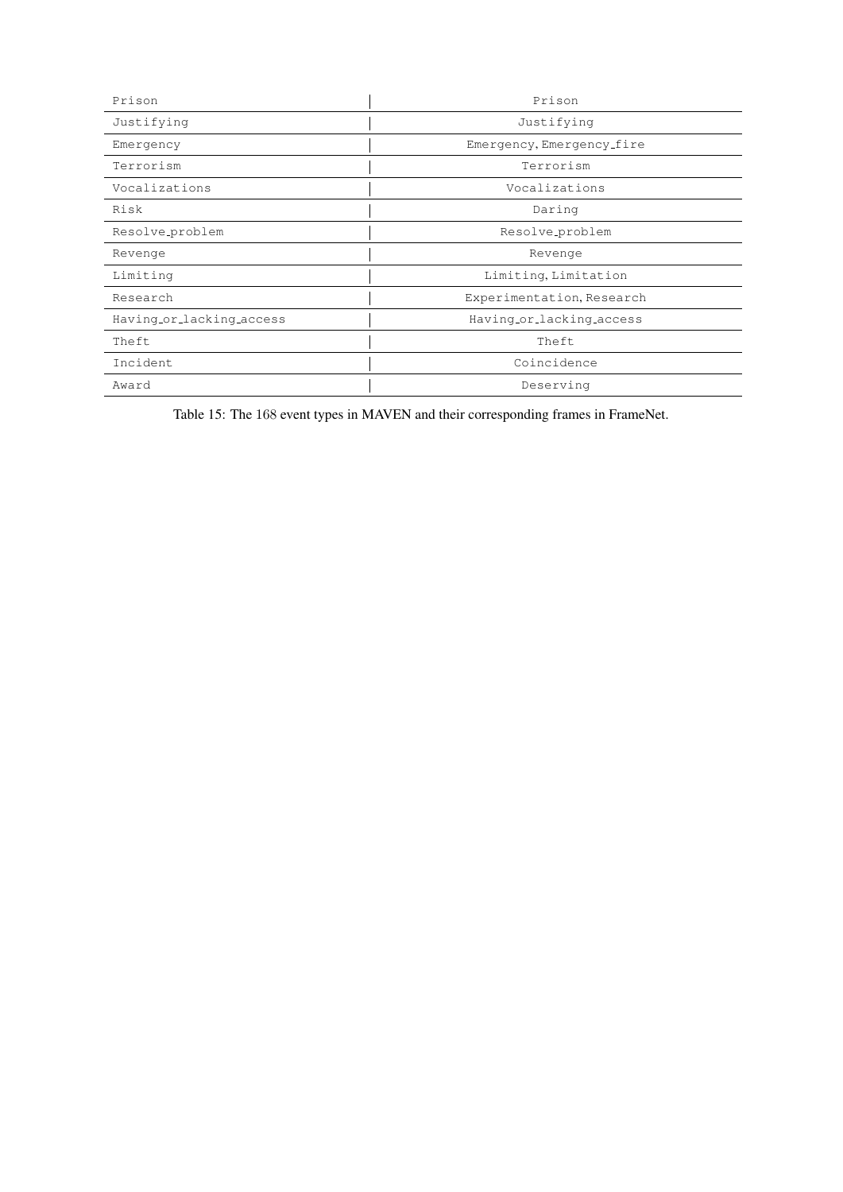| | |
|---|---|
| Prison | Prison |
| Justifying | Justifying |
| Emergency | Emergency, Emergency_fire |
| Terrorism | Terrorism |
| Vocalizations | Vocalizations |
| Risk | Daring |
| Resolve_problem | Resolve_problem |
| Revenge | Revenge |
| Limiting | Limiting, Limitation |
| Research | Experimentation, Research |
| Having_or_lacking_access | Having_or_lacking_access |
| Theft | Theft |
| Incident | Coincidence |
| Award | Deserving |

Table 15: The 168 event types in MAVEN and their corresponding frames in FrameNet.